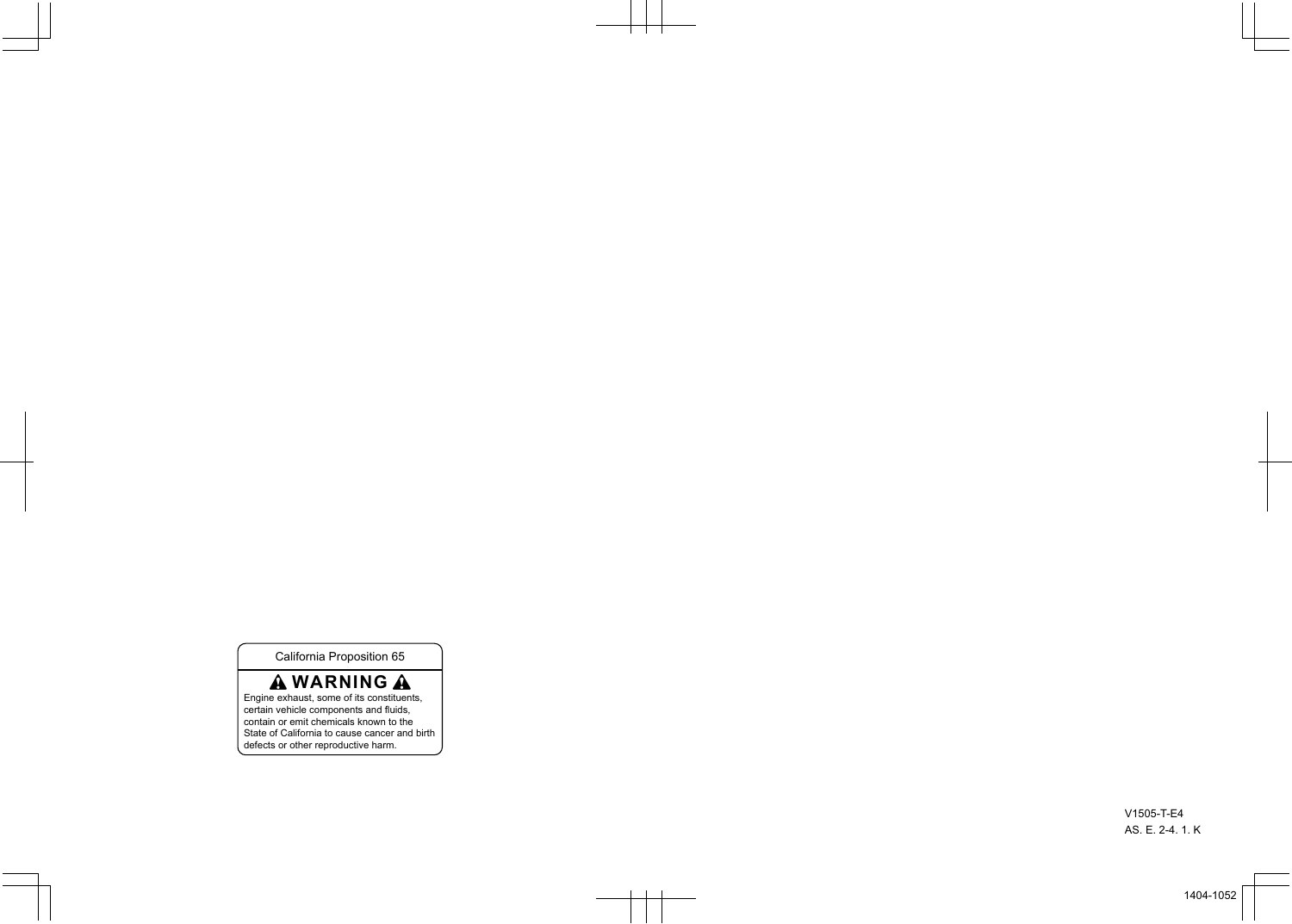California Proposition 65

**⚠ WARNING ⚠**

Engine exhaust, some of its constituents, certain vehicle components and fluids, contain or emit chemicals known to the State of California to cause cancer and birth defects or other reproductive harm.

V1505-T-E4
AS. E. 2-4. 1. K

1404-1052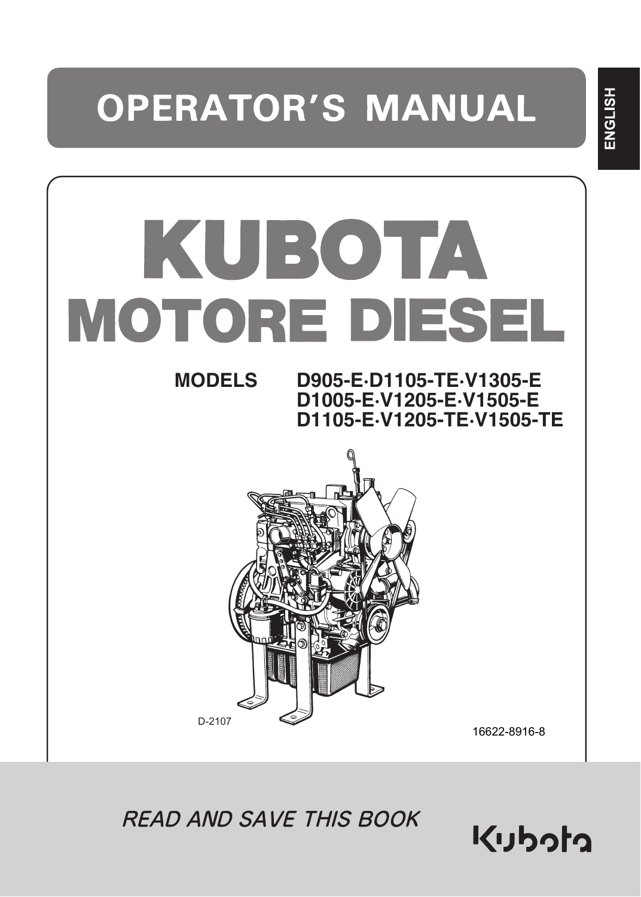ENGLISH

# OPERATOR'S MANUAL

# KUBOTA MOTORE DIESEL

**MODELS** **D905-E·D1105-TE·V1305-E**
**D1005-E·V1205-E·V1505-E**
**D1105-E·V1205-TE·V1505-TE**

D-2107

16622-8916-8

*READ AND SAVE THIS BOOK*

Kubota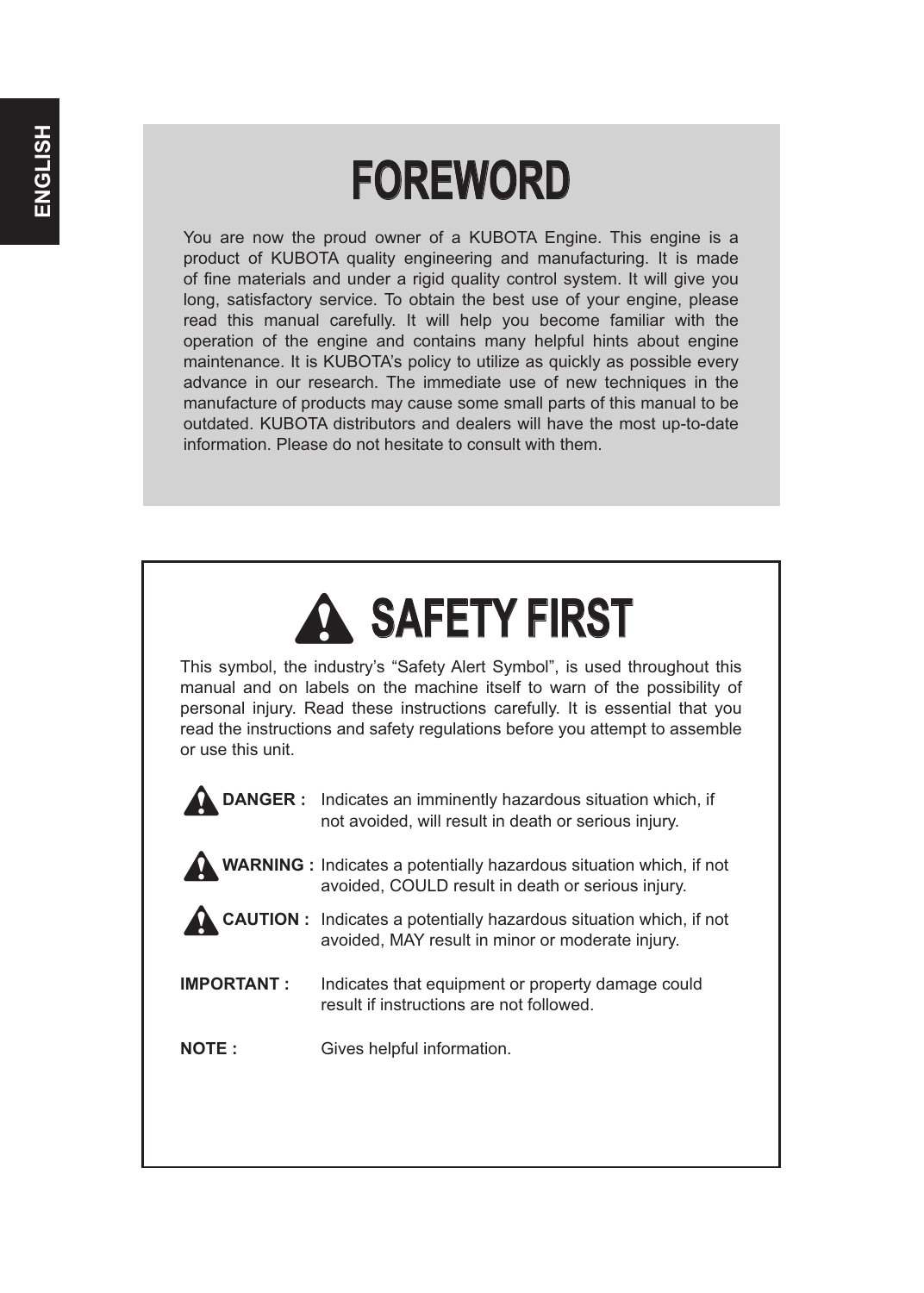# FOREWORD

You are now the proud owner of a KUBOTA Engine. This engine is a product of KUBOTA quality engineering and manufacturing. It is made of fine materials and under a rigid quality control system. It will give you long, satisfactory service. To obtain the best use of your engine, please read this manual carefully. It will help you become familiar with the operation of the engine and contains many helpful hints about engine maintenance. It is KUBOTA's policy to utilize as quickly as possible every advance in our research. The immediate use of new techniques in the manufacture of products may cause some small parts of this manual to be outdated. KUBOTA distributors and dealers will have the most up-to-date information. Please do not hesitate to consult with them.

# SAFETY FIRST

This symbol, the industry's "Safety Alert Symbol", is used throughout this manual and on labels on the machine itself to warn of the possibility of personal injury. Read these instructions carefully. It is essential that you read the instructions and safety regulations before you attempt to assemble or use this unit.

**DANGER :** Indicates an imminently hazardous situation which, if not avoided, will result in death or serious injury.

**WARNING :** Indicates a potentially hazardous situation which, if not avoided, COULD result in death or serious injury.

**CAUTION :** Indicates a potentially hazardous situation which, if not avoided, MAY result in minor or moderate injury.

**IMPORTANT :** Indicates that equipment or property damage could result if instructions are not followed.

**NOTE :** Gives helpful information.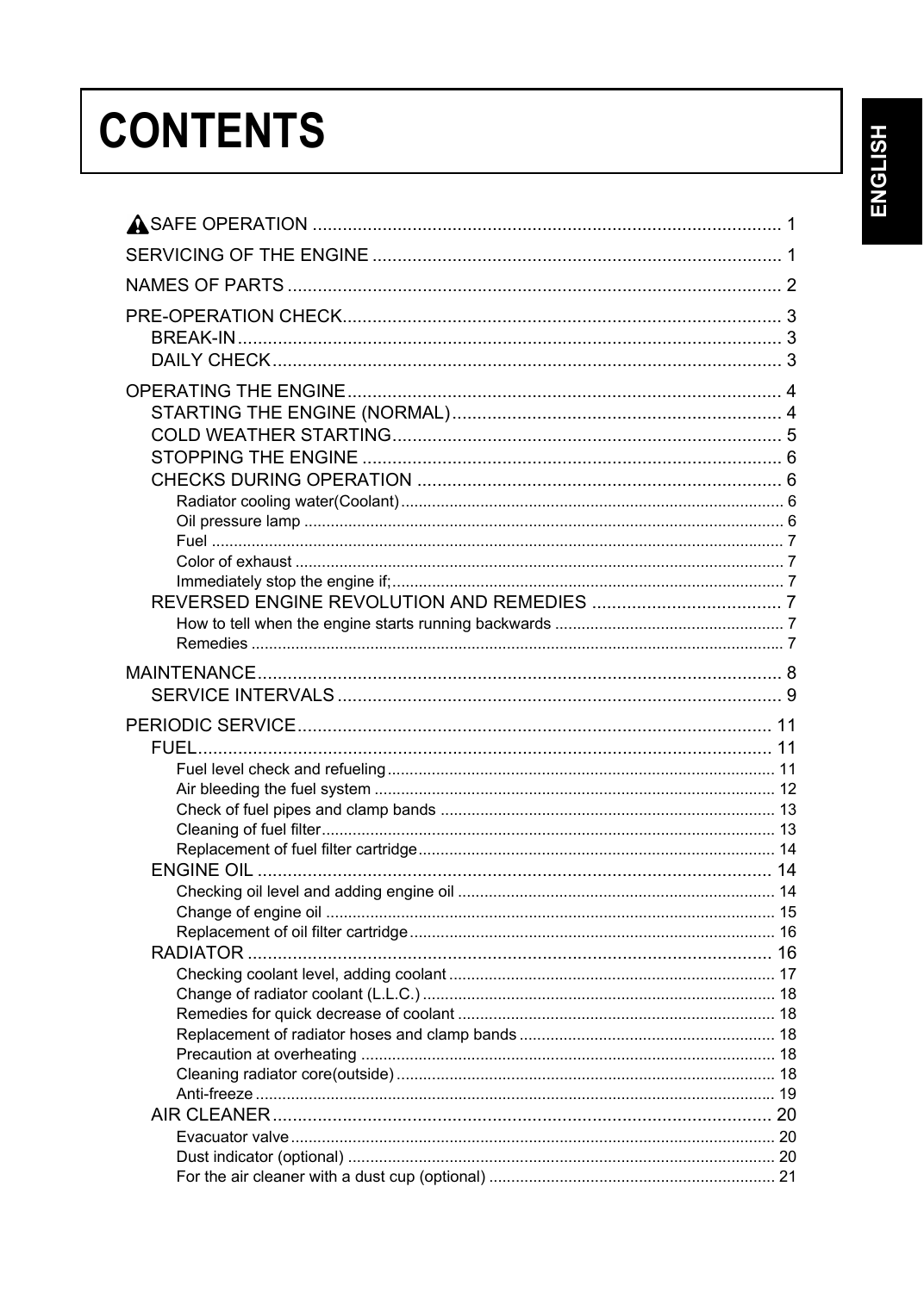# CONTENTS

ENGLISH

- ⚠SAFE OPERATION .............................................................................................. 1
- SERVICING OF THE ENGINE .................................................................................. 1
- NAMES OF PARTS .................................................................................................. 2
- PRE-OPERATION CHECK........................................................................................ 3
  - BREAK-IN.............................................................................................................. 3
  - DAILY CHECK ....................................................................................................... 3
- OPERATING THE ENGINE....................................................................................... 4
  - STARTING THE ENGINE (NORMAL).................................................................. 4
  - COLD WEATHER STARTING.............................................................................. 5
  - STOPPING THE ENGINE .................................................................................... 6
  - CHECKS DURING OPERATION ......................................................................... 6
    - Radiator cooling water(Coolant)...................................................................... 6
    - Oil pressure lamp ............................................................................................ 6
    - Fuel ................................................................................................................. 7
    - Color of exhaust .............................................................................................. 7
    - Immediately stop the engine if;........................................................................ 7
  - REVERSED ENGINE REVOLUTION AND REMEDIES ...................................... 7
    - How to tell when the engine starts running backwards .................................... 7
    - Remedies ........................................................................................................ 7
- MAINTENANCE........................................................................................................ 8
  - SERVICE INTERVALS ......................................................................................... 9
- PERIODIC SERVICE.............................................................................................. 11
  - FUEL................................................................................................................... 11
    - Fuel level check and refueling....................................................................... 11
    - Air bleeding the fuel system .......................................................................... 12
    - Check of fuel pipes and clamp bands ........................................................... 13
    - Cleaning of fuel filter...................................................................................... 13
    - Replacement of fuel filter cartridge................................................................ 14
  - ENGINE OIL ....................................................................................................... 14
    - Checking oil level and adding engine oil ....................................................... 14
    - Change of engine oil ..................................................................................... 15
    - Replacement of oil filter cartridge.................................................................. 16
  - RADIATOR ......................................................................................................... 16
    - Checking coolant level, adding coolant ......................................................... 17
    - Change of radiator coolant (L.L.C.) ............................................................... 18
    - Remedies for quick decrease of coolant ....................................................... 18
    - Replacement of radiator hoses and clamp bands ......................................... 18
    - Precaution at overheating ............................................................................. 18
    - Cleaning radiator core(outside) ..................................................................... 18
    - Anti-freeze ..................................................................................................... 19
  - AIR CLEANER.................................................................................................... 20
    - Evacuator valve ............................................................................................. 20
    - Dust indicator (optional) ................................................................................ 20
    - For the air cleaner with a dust cup (optional) ................................................ 21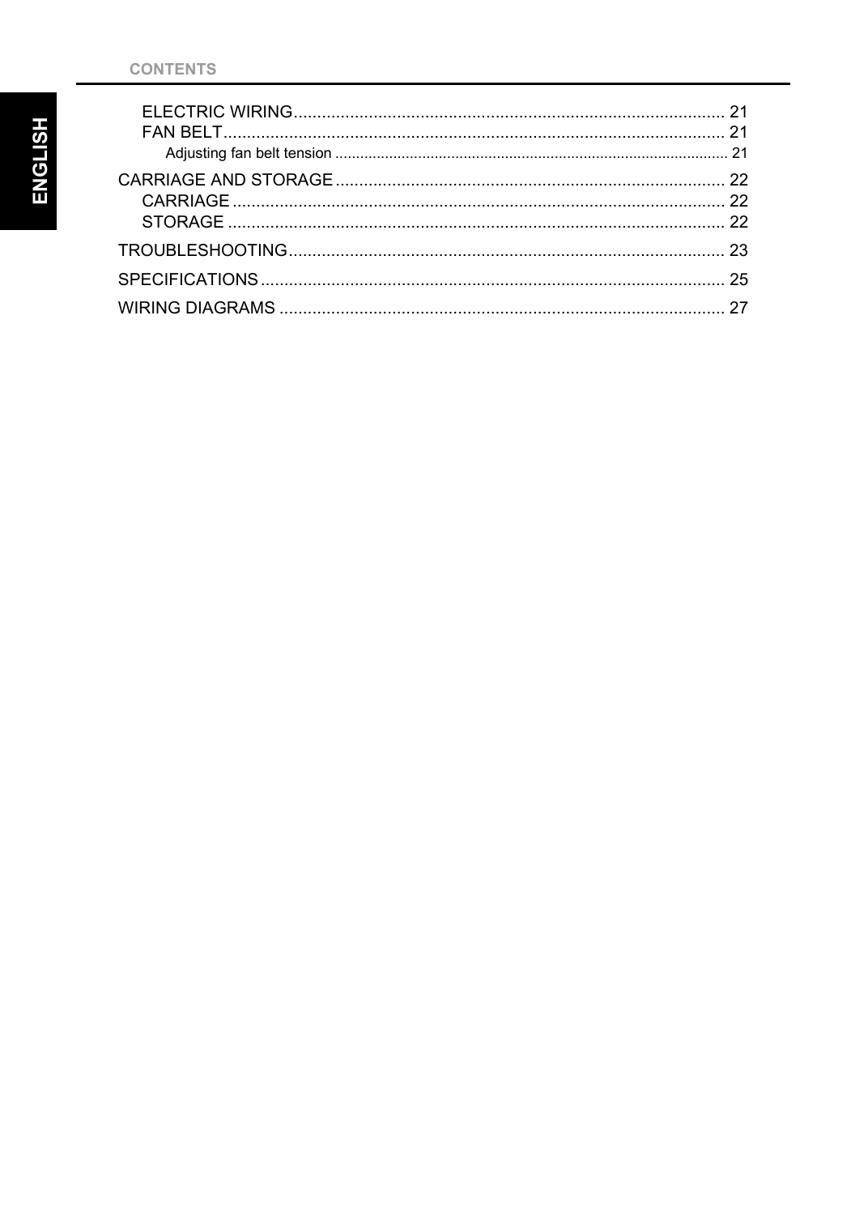ELECTRIC WIRING ........................................................................................ 21
FAN BELT ...................................................................................................... 21
Adjusting fan belt tension ............................................................................ 21

CARRIAGE AND STORAGE .................................................................................. 22
CARRIAGE ..................................................................................................... 22
STORAGE ...................................................................................................... 22

TROUBLESHOOTING ........................................................................................... 23

SPECIFICATIONS ................................................................................................. 25

WIRING DIAGRAMS ............................................................................................. 27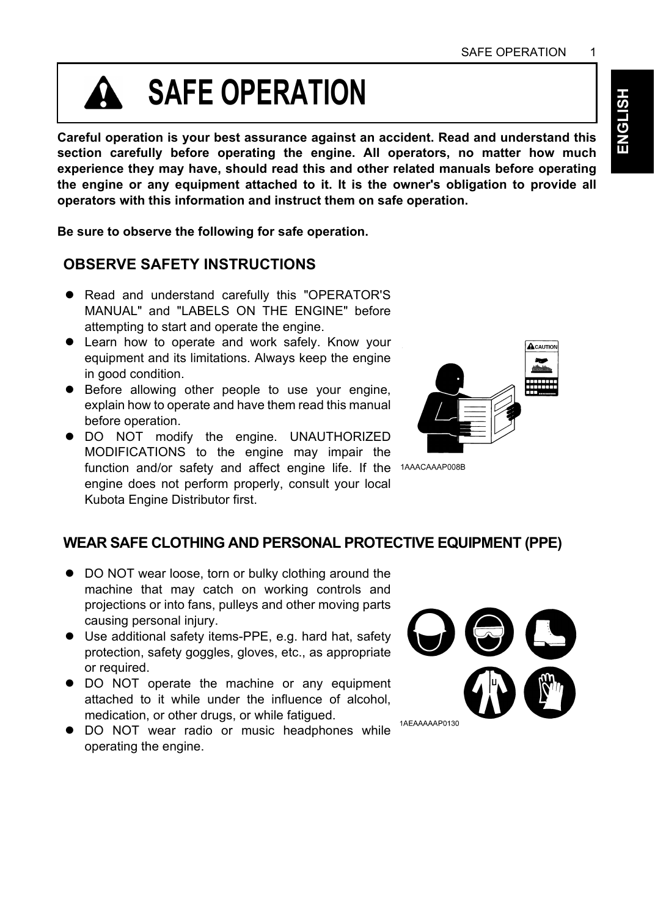# SAFE OPERATION

**Careful operation is your best assurance against an accident. Read and understand this section carefully before operating the engine. All operators, no matter how much experience they may have, should read this and other related manuals before operating the engine or any equipment attached to it. It is the owner's obligation to provide all operators with this information and instruct them on safe operation.**

**Be sure to observe the following for safe operation.**

## OBSERVE SAFETY INSTRUCTIONS

- Read and understand carefully this "OPERATOR'S MANUAL" and "LABELS ON THE ENGINE" before attempting to start and operate the engine.
- Learn how to operate and work safely. Know your equipment and its limitations. Always keep the engine in good condition.
- Before allowing other people to use your engine, explain how to operate and have them read this manual before operation.
- DO NOT modify the engine. UNAUTHORIZED MODIFICATIONS to the engine may impair the function and/or safety and affect engine life. If the engine does not perform properly, consult your local Kubota Engine Distributor first.

1AAACAAAP008B

## WEAR SAFE CLOTHING AND PERSONAL PROTECTIVE EQUIPMENT (PPE)

- DO NOT wear loose, torn or bulky clothing around the machine that may catch on working controls and projections or into fans, pulleys and other moving parts causing personal injury.
- Use additional safety items-PPE, e.g. hard hat, safety protection, safety goggles, gloves, etc., as appropriate or required.
- DO NOT operate the machine or any equipment attached to it while under the influence of alcohol, medication, or other drugs, or while fatigued.
- DO NOT wear radio or music headphones while operating the engine.

1AEAAAAAP0130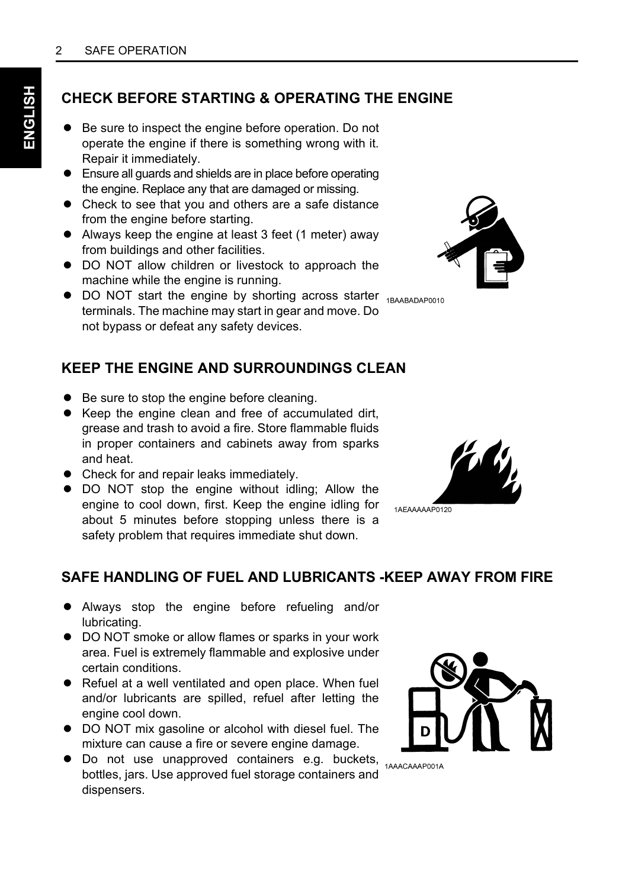## CHECK BEFORE STARTING & OPERATING THE ENGINE

- Be sure to inspect the engine before operation. Do not operate the engine if there is something wrong with it. Repair it immediately.
- Ensure all guards and shields are in place before operating the engine. Replace any that are damaged or missing.
- Check to see that you and others are a safe distance from the engine before starting.
- Always keep the engine at least 3 feet (1 meter) away from buildings and other facilities.
- DO NOT allow children or livestock to approach the machine while the engine is running.
- DO NOT start the engine by shorting across starter terminals. The machine may start in gear and move. Do not bypass or defeat any safety devices.

1BAABADAP0010

## KEEP THE ENGINE AND SURROUNDINGS CLEAN

- Be sure to stop the engine before cleaning.
- Keep the engine clean and free of accumulated dirt, grease and trash to avoid a fire. Store flammable fluids in proper containers and cabinets away from sparks and heat.
- Check for and repair leaks immediately.
- DO NOT stop the engine without idling; Allow the engine to cool down, first. Keep the engine idling for about 5 minutes before stopping unless there is a safety problem that requires immediate shut down.

1AEAAAAAP0120

## SAFE HANDLING OF FUEL AND LUBRICANTS -KEEP AWAY FROM FIRE

- Always stop the engine before refueling and/or lubricating.
- DO NOT smoke or allow flames or sparks in your work area. Fuel is extremely flammable and explosive under certain conditions.
- Refuel at a well ventilated and open place. When fuel and/or lubricants are spilled, refuel after letting the engine cool down.
- DO NOT mix gasoline or alcohol with diesel fuel. The mixture can cause a fire or severe engine damage.
- Do not use unapproved containers e.g. buckets, bottles, jars. Use approved fuel storage containers and dispensers.

1AAACAAAP001A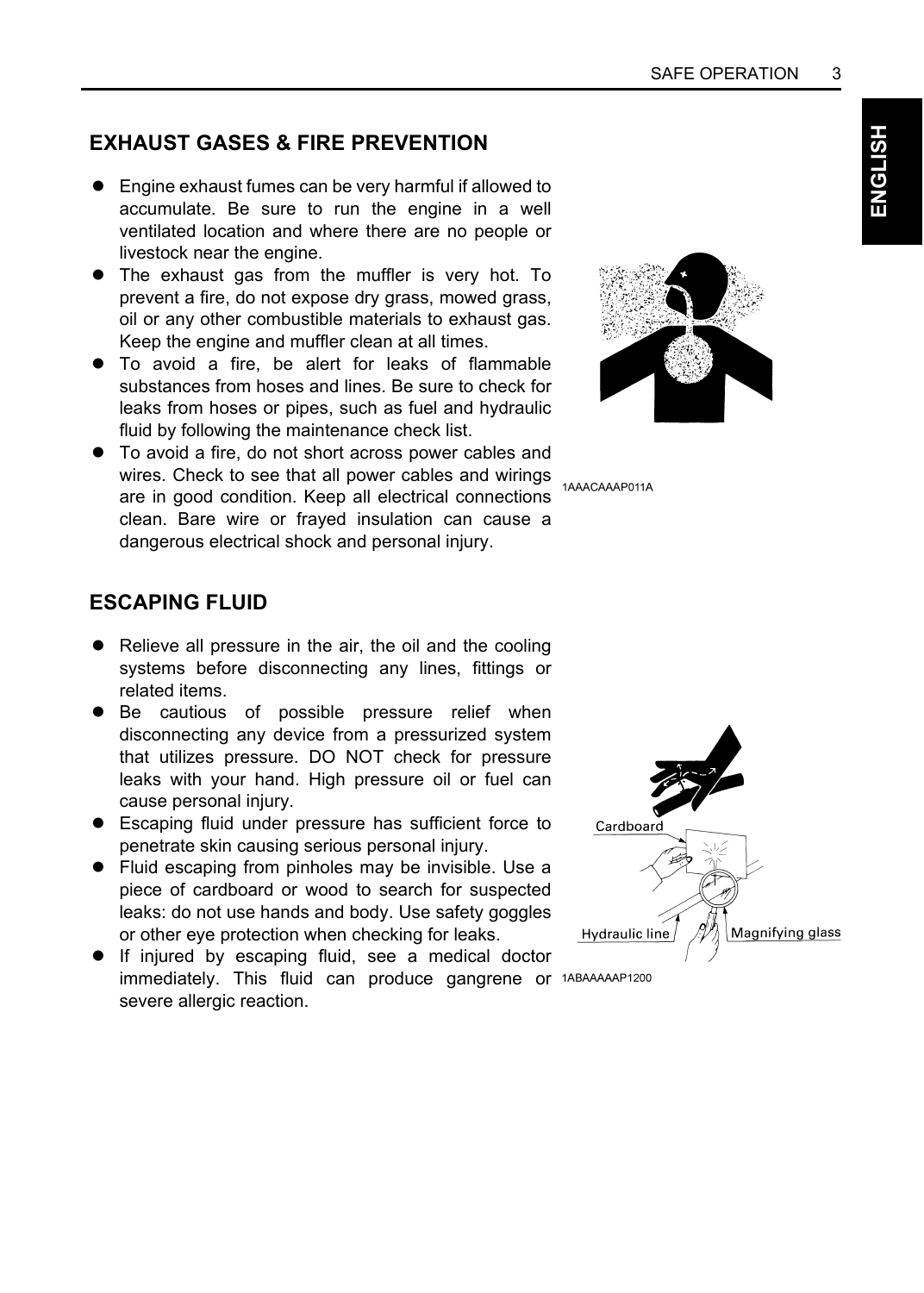## EXHAUST GASES & FIRE PREVENTION

- Engine exhaust fumes can be very harmful if allowed to accumulate. Be sure to run the engine in a well ventilated location and where there are no people or livestock near the engine.
- The exhaust gas from the muffler is very hot. To prevent a fire, do not expose dry grass, mowed grass, oil or any other combustible materials to exhaust gas. Keep the engine and muffler clean at all times.
- To avoid a fire, be alert for leaks of flammable substances from hoses and lines. Be sure to check for leaks from hoses or pipes, such as fuel and hydraulic fluid by following the maintenance check list.
- To avoid a fire, do not short across power cables and wires. Check to see that all power cables and wirings are in good condition. Keep all electrical connections clean. Bare wire or frayed insulation can cause a dangerous electrical shock and personal injury.

1AAACAAAP011A

## ESCAPING FLUID

- Relieve all pressure in the air, the oil and the cooling systems before disconnecting any lines, fittings or related items.
- Be cautious of possible pressure relief when disconnecting any device from a pressurized system that utilizes pressure. DO NOT check for pressure leaks with your hand. High pressure oil or fuel can cause personal injury.
- Escaping fluid under pressure has sufficient force to penetrate skin causing serious personal injury.
- Fluid escaping from pinholes may be invisible. Use a piece of cardboard or wood to search for suspected leaks: do not use hands and body. Use safety goggles or other eye protection when checking for leaks.
- If injured by escaping fluid, see a medical doctor immediately. This fluid can produce gangrene or severe allergic reaction.

Cardboard

Hydraulic line

Magnifying glass

1ABAAAAAP1200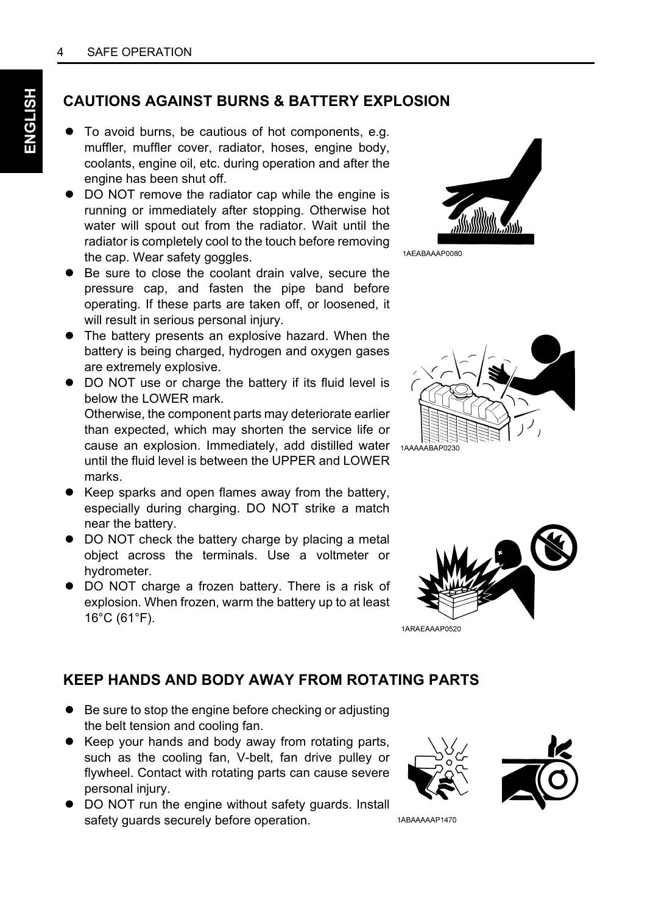## CAUTIONS AGAINST BURNS & BATTERY EXPLOSION

- To avoid burns, be cautious of hot components, e.g. muffler, muffler cover, radiator, hoses, engine body, coolants, engine oil, etc. during operation and after the engine has been shut off.
- DO NOT remove the radiator cap while the engine is running or immediately after stopping. Otherwise hot water will spout out from the radiator. Wait until the radiator is completely cool to the touch before removing the cap. Wear safety goggles.
- Be sure to close the coolant drain valve, secure the pressure cap, and fasten the pipe band before operating. If these parts are taken off, or loosened, it will result in serious personal injury.
- The battery presents an explosive hazard. When the battery is being charged, hydrogen and oxygen gases are extremely explosive.
- DO NOT use or charge the battery if its fluid level is below the LOWER mark.
  Otherwise, the component parts may deteriorate earlier than expected, which may shorten the service life or cause an explosion. Immediately, add distilled water until the fluid level is between the UPPER and LOWER marks.
- Keep sparks and open flames away from the battery, especially during charging. DO NOT strike a match near the battery.
- DO NOT check the battery charge by placing a metal object across the terminals. Use a voltmeter or hydrometer.
- DO NOT charge a frozen battery. There is a risk of explosion. When frozen, warm the battery up to at least 16°C (61°F).

1AEABAAAP0080

1AAAAABAP0230

1ARAEAAAP0520

## KEEP HANDS AND BODY AWAY FROM ROTATING PARTS

- Be sure to stop the engine before checking or adjusting the belt tension and cooling fan.
- Keep your hands and body away from rotating parts, such as the cooling fan, V-belt, fan drive pulley or flywheel. Contact with rotating parts can cause severe personal injury.
- DO NOT run the engine without safety guards. Install safety guards securely before operation.

1ABAAAAAP1470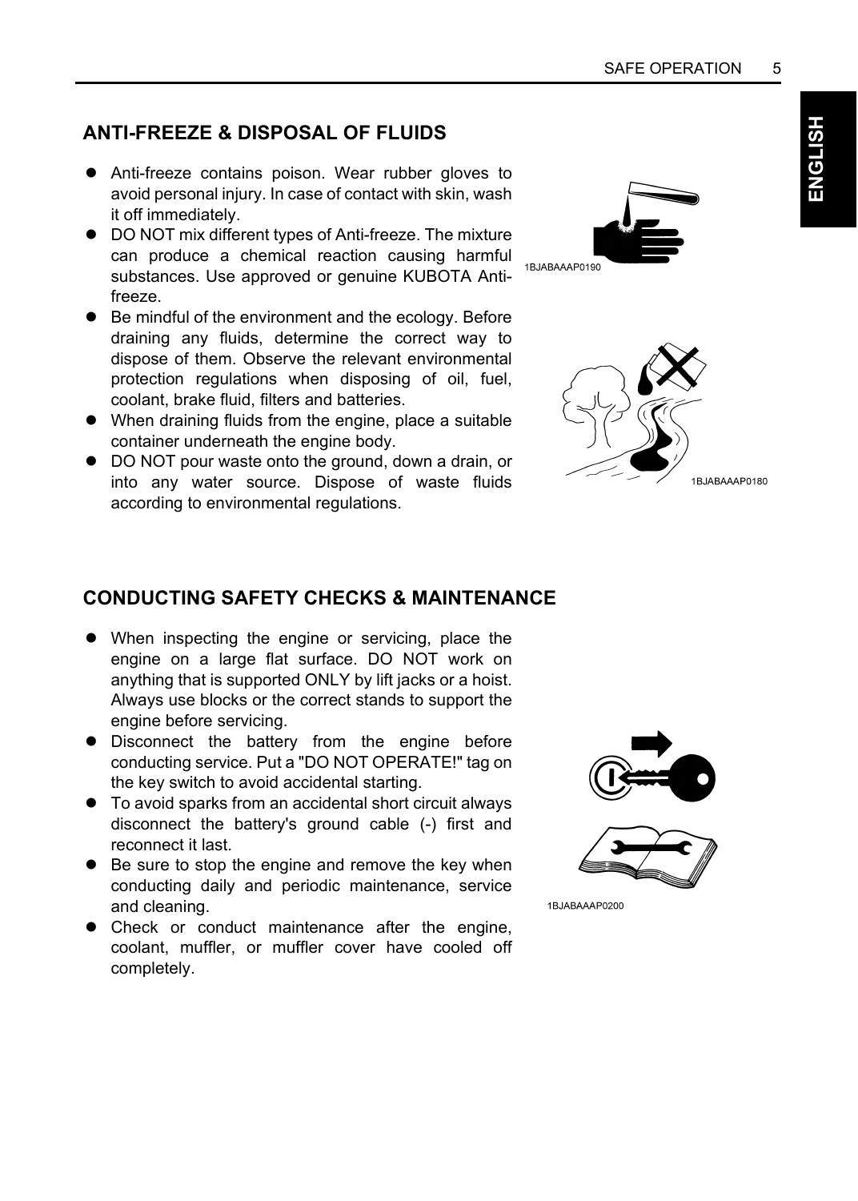## ANTI-FREEZE & DISPOSAL OF FLUIDS

- Anti-freeze contains poison. Wear rubber gloves to avoid personal injury. In case of contact with skin, wash it off immediately.
- DO NOT mix different types of Anti-freeze. The mixture can produce a chemical reaction causing harmful substances. Use approved or genuine KUBOTA Anti-freeze.
- Be mindful of the environment and the ecology. Before draining any fluids, determine the correct way to dispose of them. Observe the relevant environmental protection regulations when disposing of oil, fuel, coolant, brake fluid, filters and batteries.
- When draining fluids from the engine, place a suitable container underneath the engine body.
- DO NOT pour waste onto the ground, down a drain, or into any water source. Dispose of waste fluids according to environmental regulations.

1BJABAAAP0190

1BJABAAAP0180

## CONDUCTING SAFETY CHECKS & MAINTENANCE

- When inspecting the engine or servicing, place the engine on a large flat surface. DO NOT work on anything that is supported ONLY by lift jacks or a hoist. Always use blocks or the correct stands to support the engine before servicing.
- Disconnect the battery from the engine before conducting service. Put a "DO NOT OPERATE!" tag on the key switch to avoid accidental starting.
- To avoid sparks from an accidental short circuit always disconnect the battery's ground cable (-) first and reconnect it last.
- Be sure to stop the engine and remove the key when conducting daily and periodic maintenance, service and cleaning.
- Check or conduct maintenance after the engine, coolant, muffler, or muffler cover have cooled off completely.

1BJABAAAP0200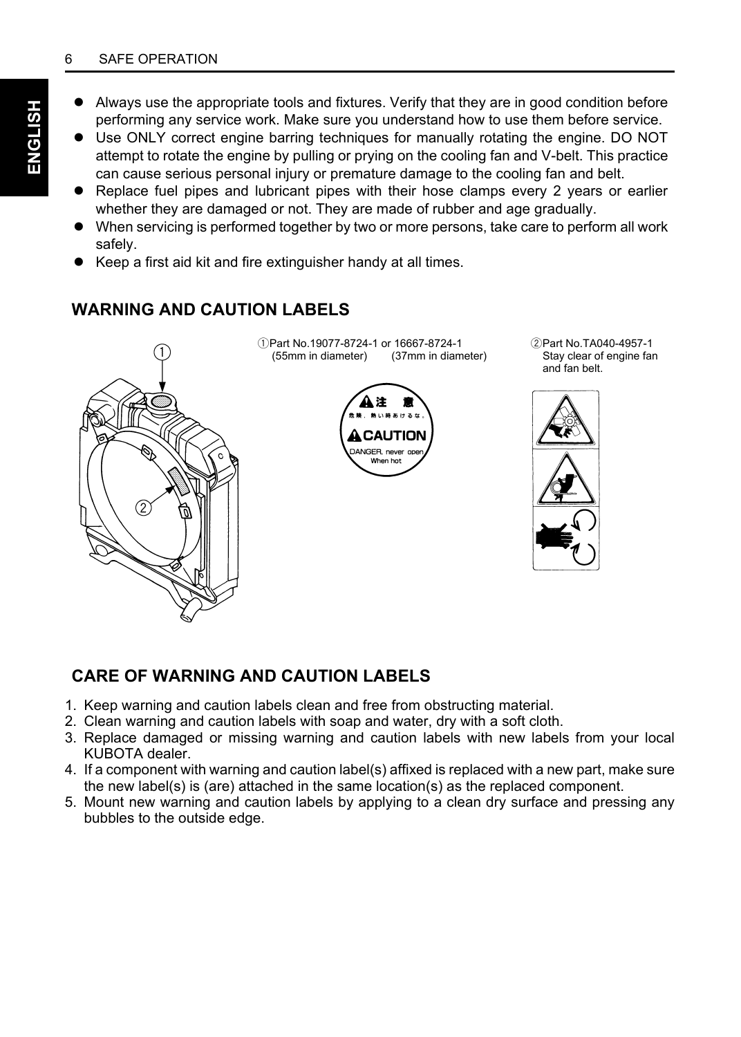- Always use the appropriate tools and fixtures. Verify that they are in good condition before performing any service work. Make sure you understand how to use them before service.
- Use ONLY correct engine barring techniques for manually rotating the engine. DO NOT attempt to rotate the engine by pulling or prying on the cooling fan and V-belt. This practice can cause serious personal injury or premature damage to the cooling fan and belt.
- Replace fuel pipes and lubricant pipes with their hose clamps every 2 years or earlier whether they are damaged or not. They are made of rubber and age gradually.
- When servicing is performed together by two or more persons, take care to perform all work safely.
- Keep a first aid kit and fire extinguisher handy at all times.

## WARNING AND CAUTION LABELS

①Part No.19077-8724-1 or 16667-8724-1
(55mm in diameter) (37mm in diameter)

注 意
危険，熱い時あけるな。
CAUTION
DANGER, never open When hot

②Part No.TA040-4957-1
Stay clear of engine fan and fan belt.

## CARE OF WARNING AND CAUTION LABELS

1. Keep warning and caution labels clean and free from obstructing material.
2. Clean warning and caution labels with soap and water, dry with a soft cloth.
3. Replace damaged or missing warning and caution labels with new labels from your local KUBOTA dealer.
4. If a component with warning and caution label(s) affixed is replaced with a new part, make sure the new label(s) is (are) attached in the same location(s) as the replaced component.
5. Mount new warning and caution labels by applying to a clean dry surface and pressing any bubbles to the outside edge.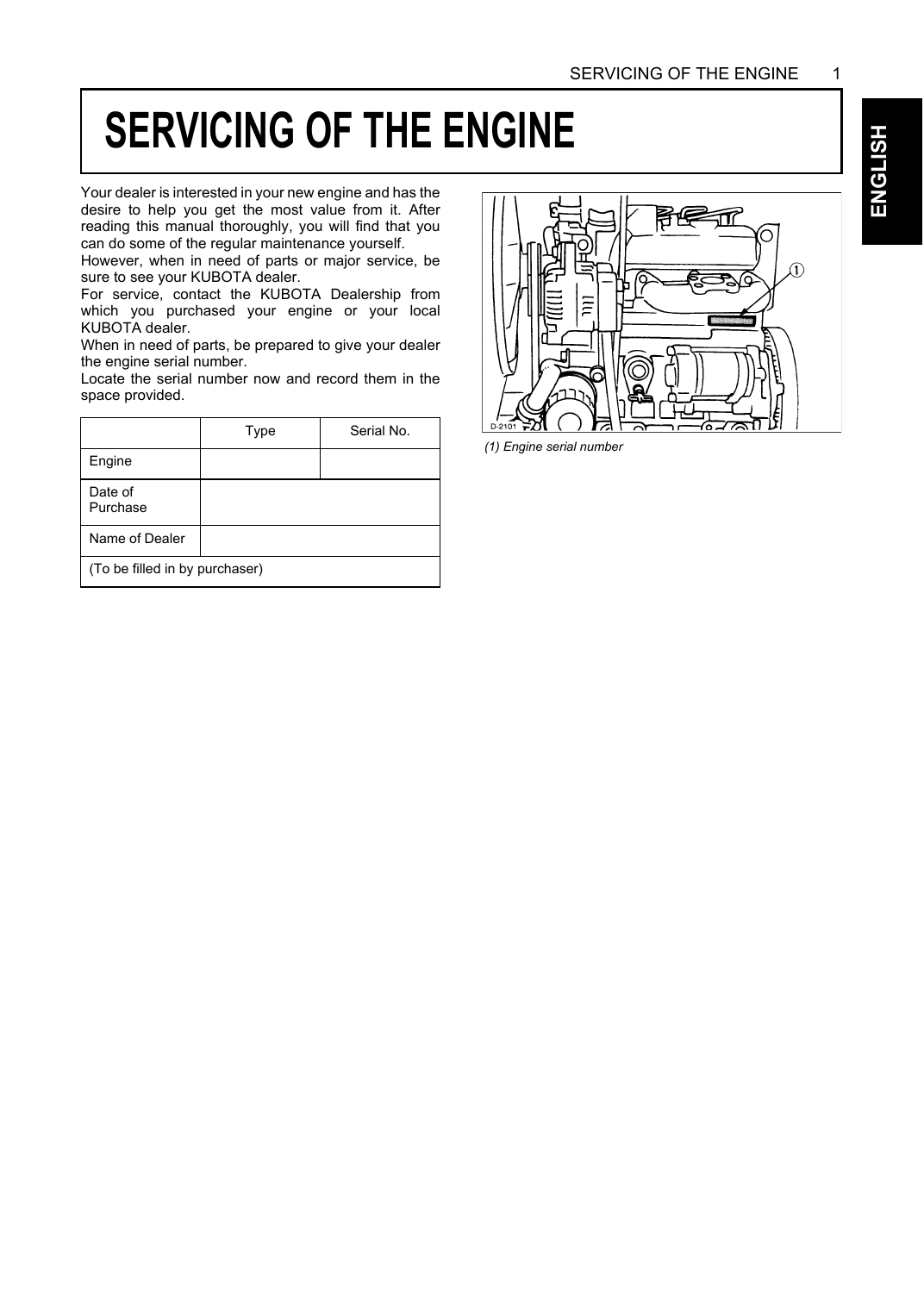# SERVICING OF THE ENGINE

Your dealer is interested in your new engine and has the desire to help you get the most value from it. After reading this manual thoroughly, you will find that you can do some of the regular maintenance yourself.
However, when in need of parts or major service, be sure to see your KUBOTA dealer.
For service, contact the KUBOTA Dealership from which you purchased your engine or your local KUBOTA dealer.
When in need of parts, be prepared to give your dealer the engine serial number.
Locate the serial number now and record them in the space provided.

| | Type | Serial No. |
|---|---|---|
| Engine | | |
| Date of Purchase | | |
| Name of Dealer | | |
| (To be filled in by purchaser) | | |

*(1) Engine serial number*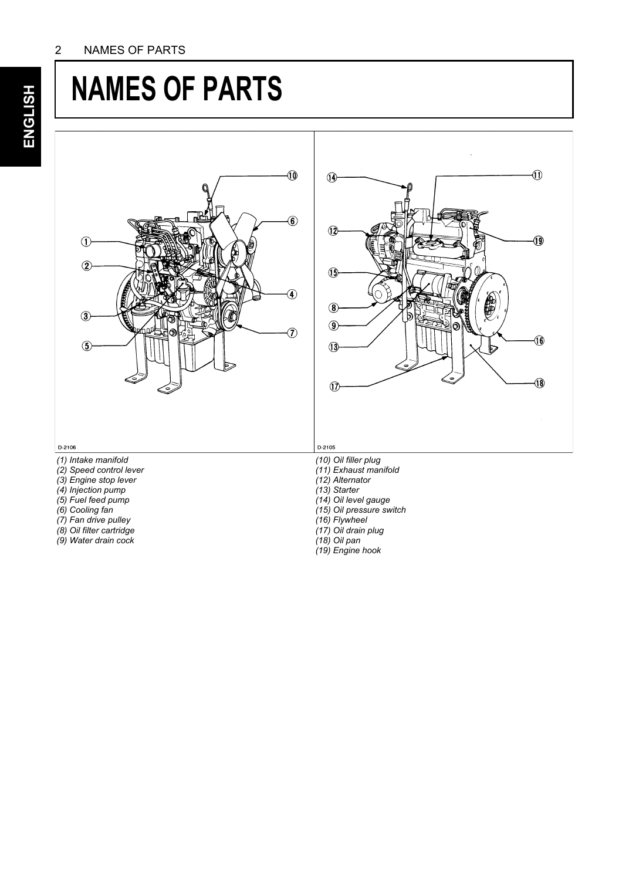# NAMES OF PARTS

D-2106

(1) Intake manifold
(2) Speed control lever
(3) Engine stop lever
(4) Injection pump
(5) Fuel feed pump
(6) Cooling fan
(7) Fan drive pulley
(8) Oil filter cartridge
(9) Water drain cock

D-2105

(10) Oil filler plug
(11) Exhaust manifold
(12) Alternator
(13) Starter
(14) Oil level gauge
(15) Oil pressure switch
(16) Flywheel
(17) Oil drain plug
(18) Oil pan
(19) Engine hook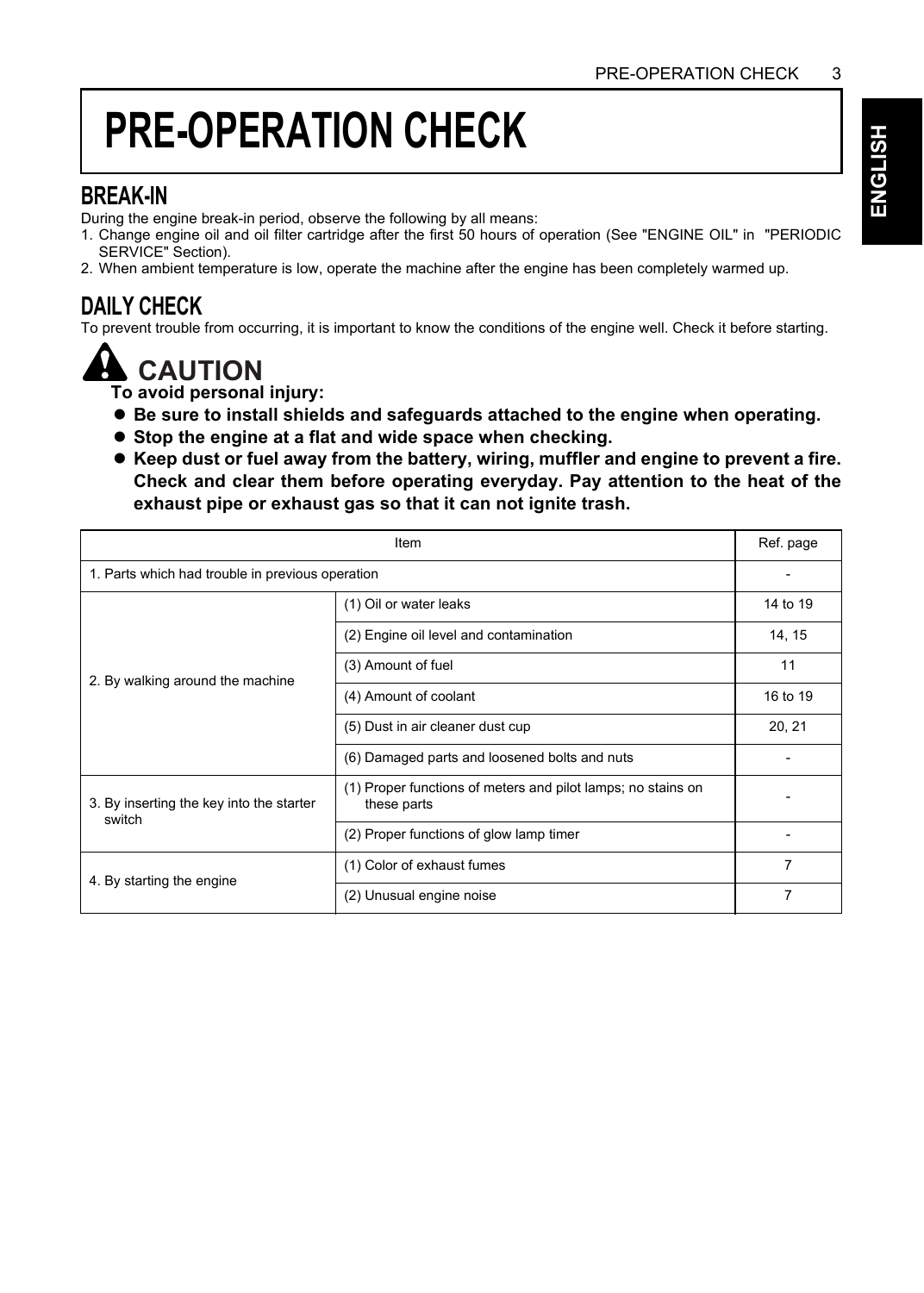# PRE-OPERATION CHECK

## BREAK-IN

During the engine break-in period, observe the following by all means:

1. Change engine oil and oil filter cartridge after the first 50 hours of operation (See "ENGINE OIL" in "PERIODIC SERVICE" Section).
2. When ambient temperature is low, operate the machine after the engine has been completely warmed up.

## DAILY CHECK

To prevent trouble from occurring, it is important to know the conditions of the engine well. Check it before starting.

### CAUTION

**To avoid personal injury:**

- **Be sure to install shields and safeguards attached to the engine when operating.**
- **Stop the engine at a flat and wide space when checking.**
- **Keep dust or fuel away from the battery, wiring, muffler and engine to prevent a fire. Check and clear them before operating everyday. Pay attention to the heat of the exhaust pipe or exhaust gas so that it can not ignite trash.**

| Item | | Ref. page |
|---|---|---|
| 1. Parts which had trouble in previous operation | | - |
| 2. By walking around the machine | (1) Oil or water leaks | 14 to 19 |
| | (2) Engine oil level and contamination | 14, 15 |
| | (3) Amount of fuel | 11 |
| | (4) Amount of coolant | 16 to 19 |
| | (5) Dust in air cleaner dust cup | 20, 21 |
| | (6) Damaged parts and loosened bolts and nuts | - |
| 3. By inserting the key into the starter switch | (1) Proper functions of meters and pilot lamps; no stains on these parts | - |
| | (2) Proper functions of glow lamp timer | - |
| 4. By starting the engine | (1) Color of exhaust fumes | 7 |
| | (2) Unusual engine noise | 7 |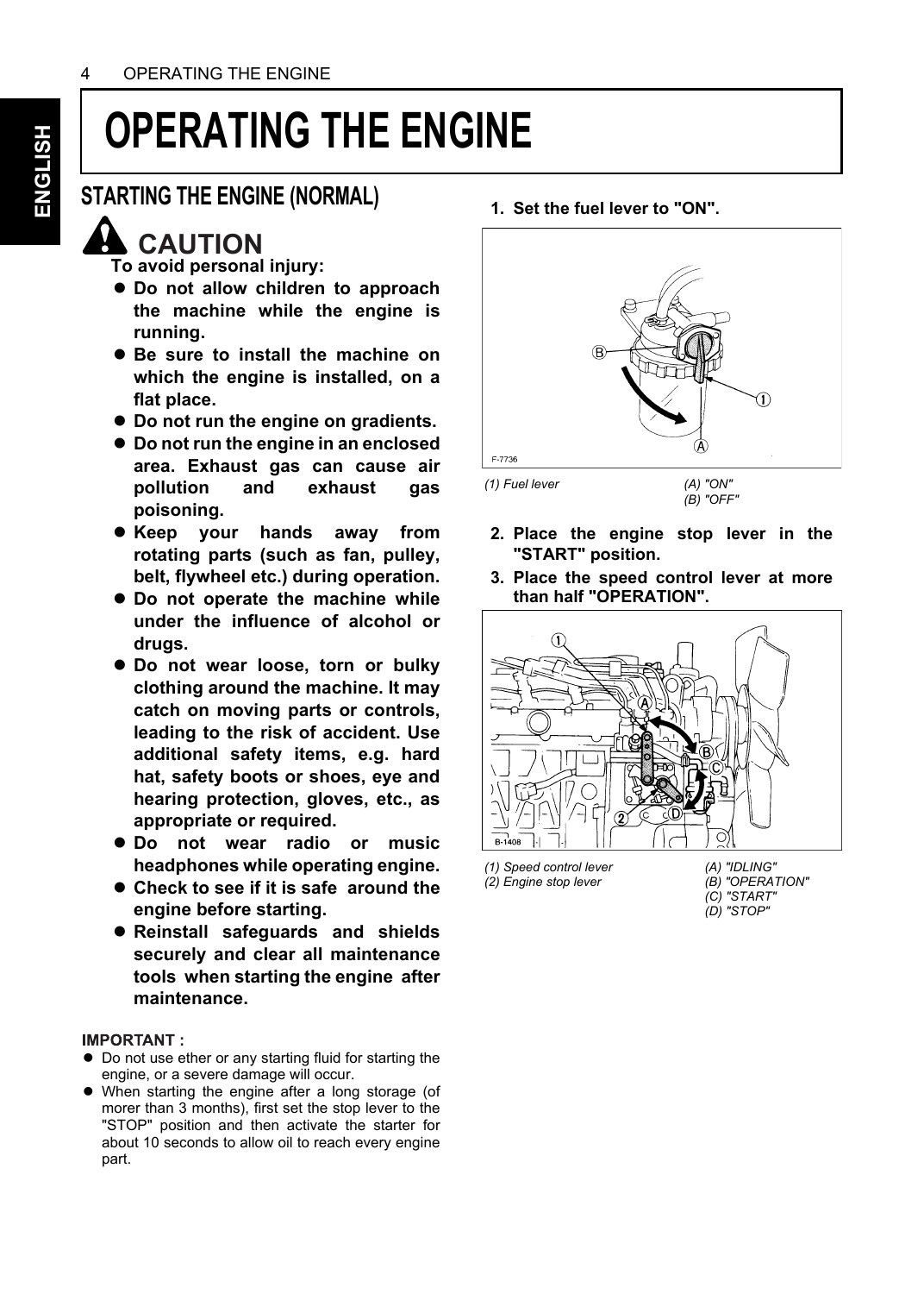# OPERATING THE ENGINE

## STARTING THE ENGINE (NORMAL)

### CAUTION

**To avoid personal injury:**

- **Do not allow children to approach the machine while the engine is running.**
- **Be sure to install the machine on which the engine is installed, on a flat place.**
- **Do not run the engine on gradients.**
- **Do not run the engine in an enclosed area. Exhaust gas can cause air pollution and exhaust gas poisoning.**
- **Keep your hands away from rotating parts (such as fan, pulley, belt, flywheel etc.) during operation.**
- **Do not operate the machine while under the influence of alcohol or drugs.**
- **Do not wear loose, torn or bulky clothing around the machine. It may catch on moving parts or controls, leading to the risk of accident. Use additional safety items, e.g. hard hat, safety boots or shoes, eye and hearing protection, gloves, etc., as appropriate or required.**
- **Do not wear radio or music headphones while operating engine.**
- **Check to see if it is safe around the engine before starting.**
- **Reinstall safeguards and shields securely and clear all maintenance tools when starting the engine after maintenance.**

**IMPORTANT :**

- Do not use ether or any starting fluid for starting the engine, or a severe damage will occur.
- When starting the engine after a long storage (of morer than 3 months), first set the stop lever to the "STOP" position and then activate the starter for about 10 seconds to allow oil to reach every engine part.

**1. Set the fuel lever to "ON".**

*(1) Fuel lever*

*(A) "ON"*
*(B) "OFF"*

**2. Place the engine stop lever in the "START" position.**

**3. Place the speed control lever at more than half "OPERATION".**

*(1) Speed control lever*
*(2) Engine stop lever*

*(A) "IDLING"*
*(B) "OPERATION"*
*(C) "START"*
*(D) "STOP"*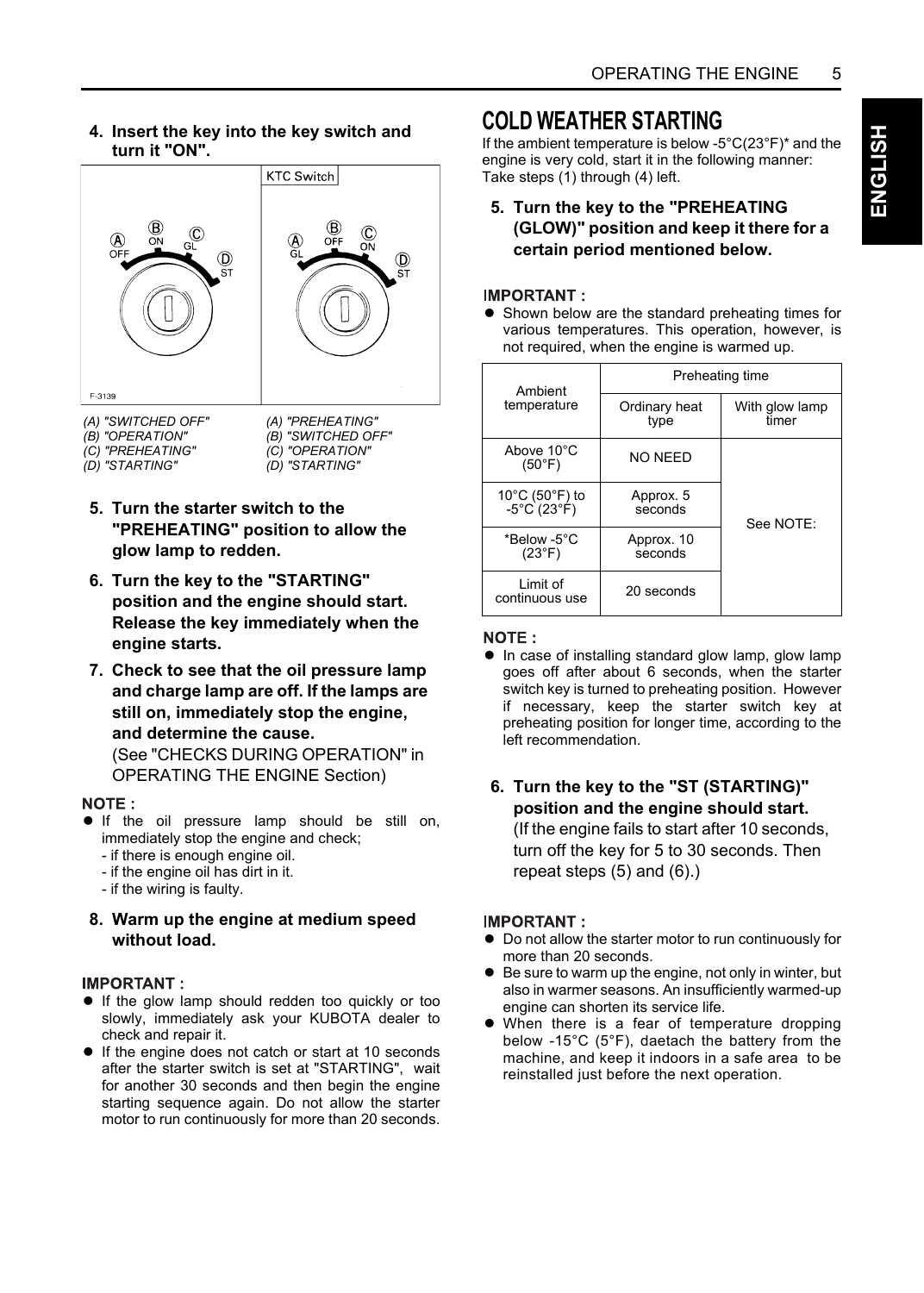4. **Insert the key into the key switch and turn it "ON".**

KTC Switch

F-3139

*(A) "SWITCHED OFF"*
*(B) "OPERATION"*
*(C) "PREHEATING"*
*(D) "STARTING"*

*(A) "PREHEATING"*
*(B) "SWITCHED OFF"*
*(C) "OPERATION"*
*(D) "STARTING"*

5. **Turn the starter switch to the "PREHEATING" position to allow the glow lamp to redden.**

6. **Turn the key to the "STARTING" position and the engine should start. Release the key immediately when the engine starts.**

7. **Check to see that the oil pressure lamp and charge lamp are off. If the lamps are still on, immediately stop the engine, and determine the cause.**
   (See "CHECKS DURING OPERATION" in OPERATING THE ENGINE Section)

**NOTE :**

- If the oil pressure lamp should be still on, immediately stop the engine and check;
  - if there is enough engine oil.
  - if the engine oil has dirt in it.
  - if the wiring is faulty.

8. **Warm up the engine at medium speed without load.**

**IMPORTANT :**

- If the glow lamp should redden too quickly or too slowly, immediately ask your KUBOTA dealer to check and repair it.
- If the engine does not catch or start at 10 seconds after the starter switch is set at "STARTING", wait for another 30 seconds and then begin the engine starting sequence again. Do not allow the starter motor to run continuously for more than 20 seconds.

## COLD WEATHER STARTING

If the ambient temperature is below -5°C(23°F)* and the engine is very cold, start it in the following manner:
Take steps (1) through (4) left.

5. **Turn the key to the "PREHEATING (GLOW)" position and keep it there for a certain period mentioned below.**

**IMPORTANT :**

- Shown below are the standard preheating times for various temperatures. This operation, however, is not required, when the engine is warmed up.

| Ambient temperature | Preheating time | |
|---|---|---|
| | Ordinary heat type | With glow lamp timer |
| Above 10°C (50°F) | NO NEED | See NOTE: |
| 10°C (50°F) to -5°C (23°F) | Approx. 5 seconds | |
| *Below -5°C (23°F) | Approx. 10 seconds | |
| Limit of continuous use | 20 seconds | |

**NOTE :**

- In case of installing standard glow lamp, glow lamp goes off after about 6 seconds, when the starter switch key is turned to preheating position. However if necessary, keep the starter switch key at preheating position for longer time, according to the left recommendation.

6. **Turn the key to the "ST (STARTING)" position and the engine should start.**
   (If the engine fails to start after 10 seconds, turn off the key for 5 to 30 seconds. Then repeat steps (5) and (6).)

**IMPORTANT :**

- Do not allow the starter motor to run continuously for more than 20 seconds.
- Be sure to warm up the engine, not only in winter, but also in warmer seasons. An insufficiently warmed-up engine can shorten its service life.
- When there is a fear of temperature dropping below -15°C (5°F), daetach the battery from the machine, and keep it indoors in a safe area to be reinstalled just before the next operation.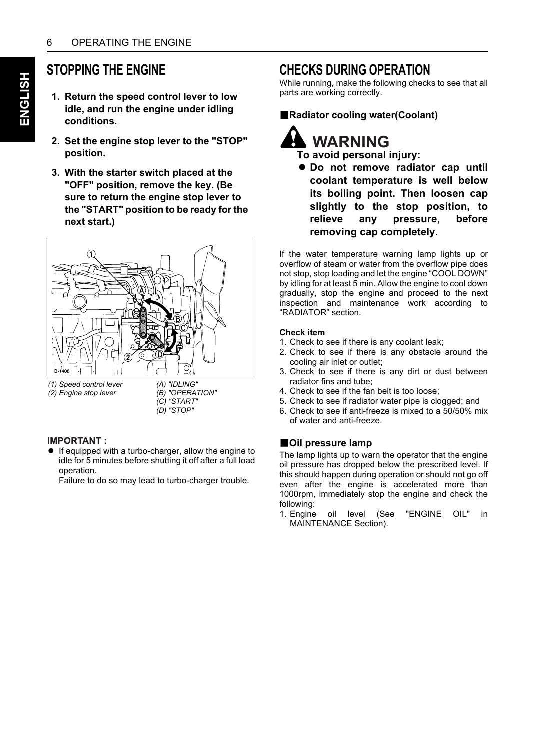## STOPPING THE ENGINE

1. **Return the speed control lever to low idle, and run the engine under idling conditions.**
2. **Set the engine stop lever to the "STOP" position.**
3. **With the starter switch placed at the "OFF" position, remove the key. (Be sure to return the engine stop lever to the "START" position to be ready for the next start.)**

*(1) Speed control lever*
*(2) Engine stop lever*

*(A) "IDLING"*
*(B) "OPERATION"*
*(C) "START"*
*(D) "STOP"*

**IMPORTANT :**

- If equipped with a turbo-charger, allow the engine to idle for 5 minutes before shutting it off after a full load operation.
  Failure to do so may lead to turbo-charger trouble.

## CHECKS DURING OPERATION

While running, make the following checks to see that all parts are working correctly.

### ■Radiator cooling water(Coolant)

**⚠ WARNING**

**To avoid personal injury:**

- **Do not remove radiator cap until coolant temperature is well below its boiling point. Then loosen cap slightly to the stop position, to relieve any pressure, before removing cap completely.**

If the water temperature warning lamp lights up or overflow of steam or water from the overflow pipe does not stop, stop loading and let the engine "COOL DOWN" by idling for at least 5 min. Allow the engine to cool down gradually, stop the engine and proceed to the next inspection and maintenance work according to "RADIATOR" section.

**Check item**

1. Check to see if there is any coolant leak;
2. Check to see if there is any obstacle around the cooling air inlet or outlet;
3. Check to see if there is any dirt or dust between radiator fins and tube;
4. Check to see if the fan belt is too loose;
5. Check to see if radiator water pipe is clogged; and
6. Check to see if anti-freeze is mixed to a 50/50% mix of water and anti-freeze.

### ■Oil pressure lamp

The lamp lights up to warn the operator that the engine oil pressure has dropped below the prescribed level. If this should happen during operation or should not go off even after the engine is accelerated more than 1000rpm, immediately stop the engine and check the following:

1. Engine oil level (See "ENGINE OIL" in MAINTENANCE Section).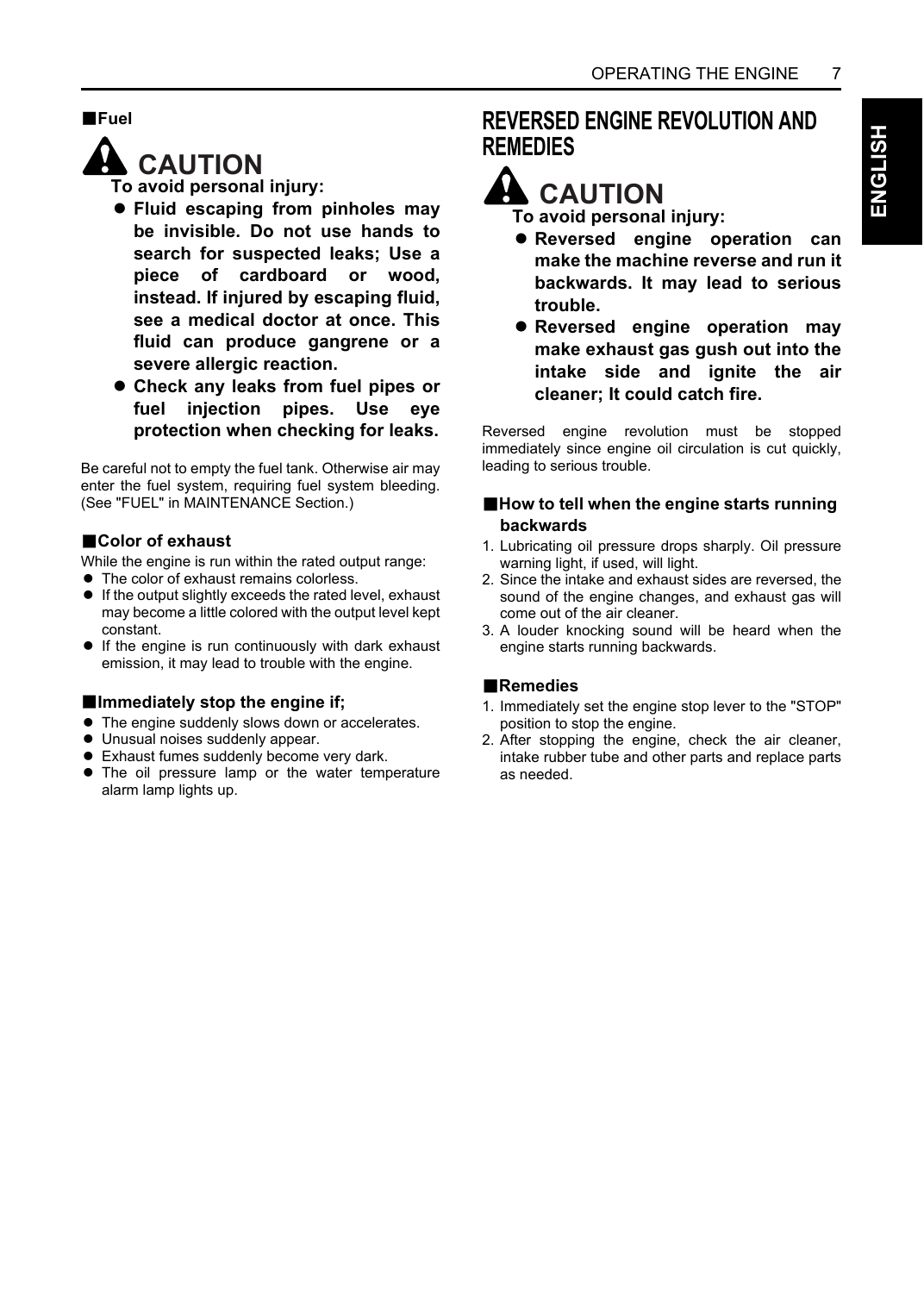■**Fuel**

## ⚠ CAUTION

**To avoid personal injury:**

- **Fluid escaping from pinholes may be invisible. Do not use hands to search for suspected leaks; Use a piece of cardboard or wood, instead. If injured by escaping fluid, see a medical doctor at once. This fluid can produce gangrene or a severe allergic reaction.**
- **Check any leaks from fuel pipes or fuel injection pipes. Use eye protection when checking for leaks.**

Be careful not to empty the fuel tank. Otherwise air may enter the fuel system, requiring fuel system bleeding. (See "FUEL" in MAINTENANCE Section.)

■**Color of exhaust**

While the engine is run within the rated output range:

- The color of exhaust remains colorless.
- If the output slightly exceeds the rated level, exhaust may become a little colored with the output level kept constant.
- If the engine is run continuously with dark exhaust emission, it may lead to trouble with the engine.

■**Immediately stop the engine if;**

- The engine suddenly slows down or accelerates.
- Unusual noises suddenly appear.
- Exhaust fumes suddenly become very dark.
- The oil pressure lamp or the water temperature alarm lamp lights up.

# REVERSED ENGINE REVOLUTION AND REMEDIES

## ⚠ CAUTION

**To avoid personal injury:**

- **Reversed engine operation can make the machine reverse and run it backwards. It may lead to serious trouble.**
- **Reversed engine operation may make exhaust gas gush out into the intake side and ignite the air cleaner; It could catch fire.**

Reversed engine revolution must be stopped immediately since engine oil circulation is cut quickly, leading to serious trouble.

■**How to tell when the engine starts running backwards**

1. Lubricating oil pressure drops sharply. Oil pressure warning light, if used, will light.
2. Since the intake and exhaust sides are reversed, the sound of the engine changes, and exhaust gas will come out of the air cleaner.
3. A louder knocking sound will be heard when the engine starts running backwards.

■**Remedies**

1. Immediately set the engine stop lever to the "STOP" position to stop the engine.
2. After stopping the engine, check the air cleaner, intake rubber tube and other parts and replace parts as needed.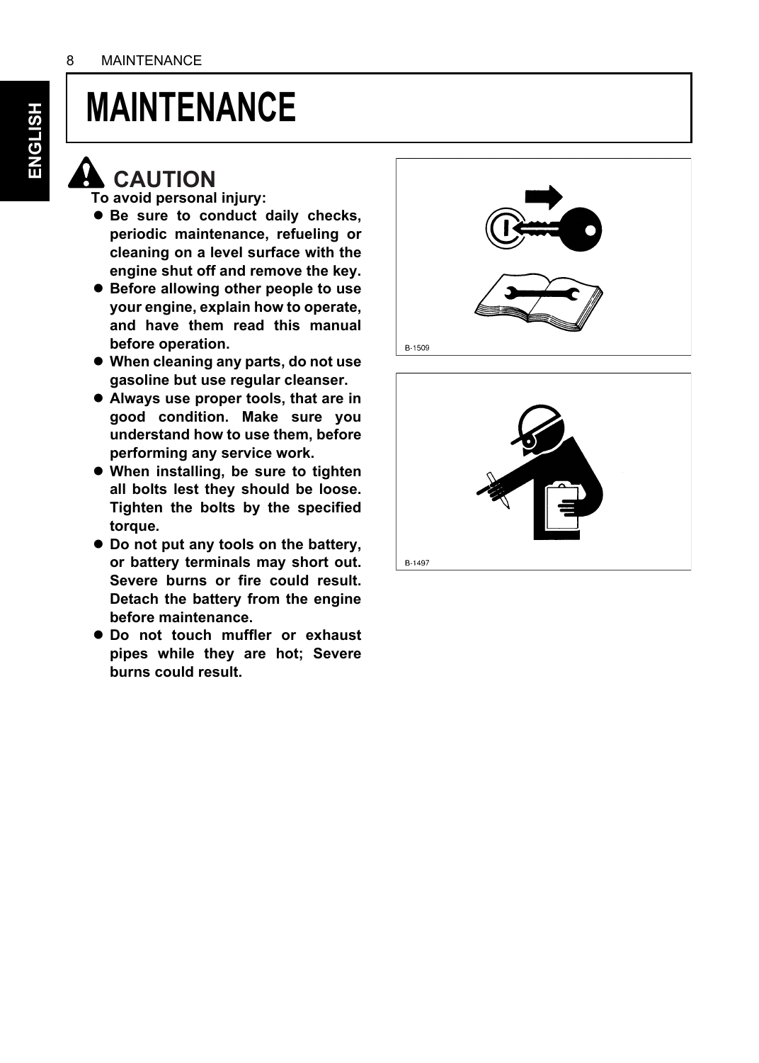# MAINTENANCE

## CAUTION

**To avoid personal injury:**

- **Be sure to conduct daily checks, periodic maintenance, refueling or cleaning on a level surface with the engine shut off and remove the key.**
- **Before allowing other people to use your engine, explain how to operate, and have them read this manual before operation.**
- **When cleaning any parts, do not use gasoline but use regular cleanser.**
- **Always use proper tools, that are in good condition. Make sure you understand how to use them, before performing any service work.**
- **When installing, be sure to tighten all bolts lest they should be loose. Tighten the bolts by the specified torque.**
- **Do not put any tools on the battery, or battery terminals may short out. Severe burns or fire could result. Detach the battery from the engine before maintenance.**
- **Do not touch muffler or exhaust pipes while they are hot; Severe burns could result.**

B-1509

B-1497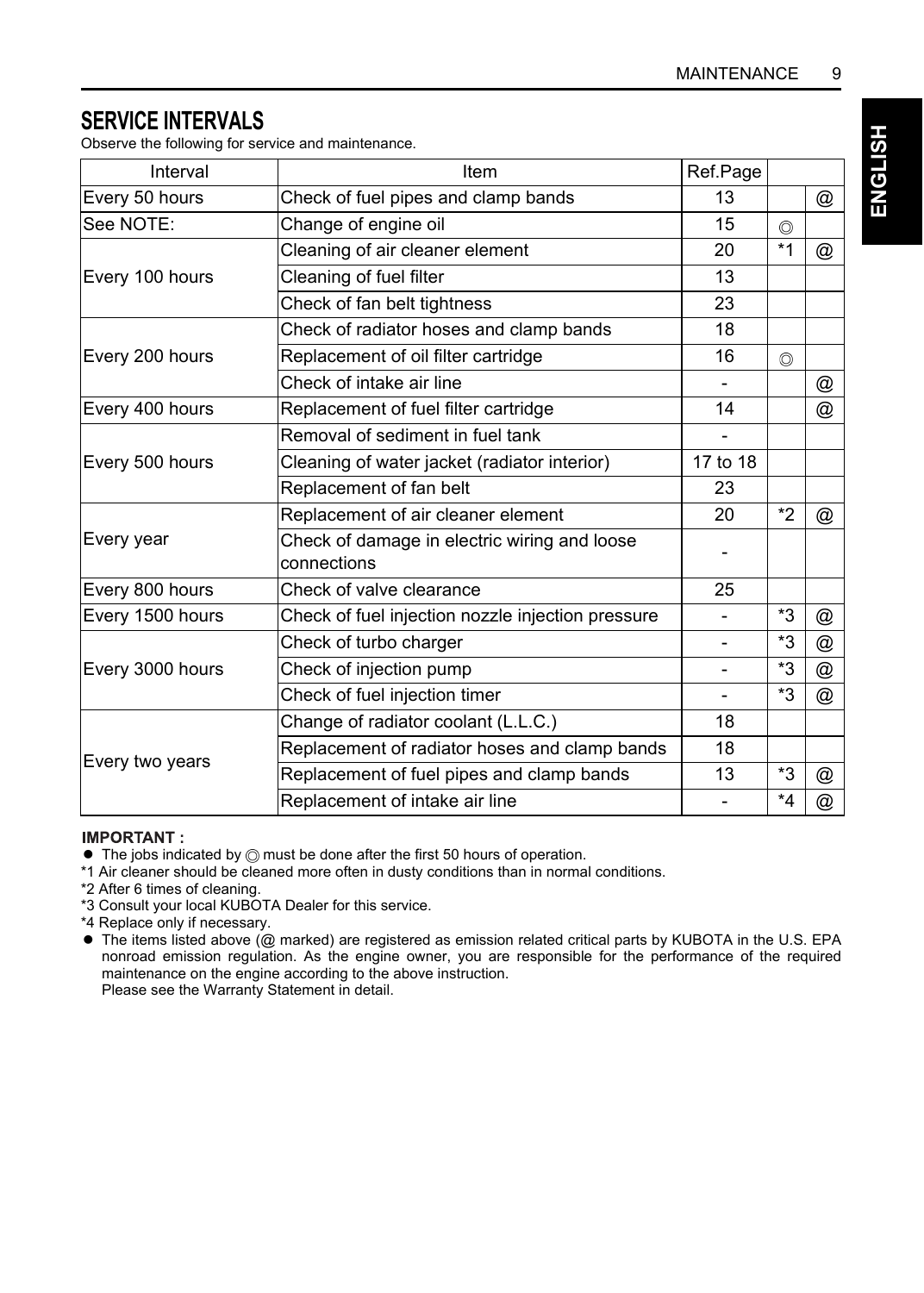## SERVICE INTERVALS

Observe the following for service and maintenance.

| Interval | Item | Ref.Page | | |
|---|---|---|---|---|
| Every 50 hours | Check of fuel pipes and clamp bands | 13 | | @ |
| See NOTE: | Change of engine oil | 15 | ◎ | |
| Every 100 hours | Cleaning of air cleaner element | 20 | *1 | @ |
| | Cleaning of fuel filter | 13 | | |
| | Check of fan belt tightness | 23 | | |
| Every 200 hours | Check of radiator hoses and clamp bands | 18 | | |
| | Replacement of oil filter cartridge | 16 | ◎ | |
| | Check of intake air line | - | | @ |
| Every 400 hours | Replacement of fuel filter cartridge | 14 | | @ |
| Every 500 hours | Removal of sediment in fuel tank | - | | |
| | Cleaning of water jacket (radiator interior) | 17 to 18 | | |
| | Replacement of fan belt | 23 | | |
| Every year | Replacement of air cleaner element | 20 | *2 | @ |
| | Check of damage in electric wiring and loose connections | - | | |
| Every 800 hours | Check of valve clearance | 25 | | |
| Every 1500 hours | Check of fuel injection nozzle injection pressure | - | *3 | @ |
| Every 3000 hours | Check of turbo charger | - | *3 | @ |
| | Check of injection pump | - | *3 | @ |
| | Check of fuel injection timer | - | *3 | @ |
| Every two years | Change of radiator coolant (L.L.C.) | 18 | | |
| | Replacement of radiator hoses and clamp bands | 18 | | |
| | Replacement of fuel pipes and clamp bands | 13 | *3 | @ |
| | Replacement of intake air line | - | *4 | @ |

**IMPORTANT :**

- The jobs indicated by ◎ must be done after the first 50 hours of operation.

*1 Air cleaner should be cleaned more often in dusty conditions than in normal conditions.

*2 After 6 times of cleaning.

*3 Consult your local KUBOTA Dealer for this service.

*4 Replace only if necessary.

- The items listed above (@ marked) are registered as emission related critical parts by KUBOTA in the U.S. EPA nonroad emission regulation. As the engine owner, you are responsible for the performance of the required maintenance on the engine according to the above instruction.
  Please see the Warranty Statement in detail.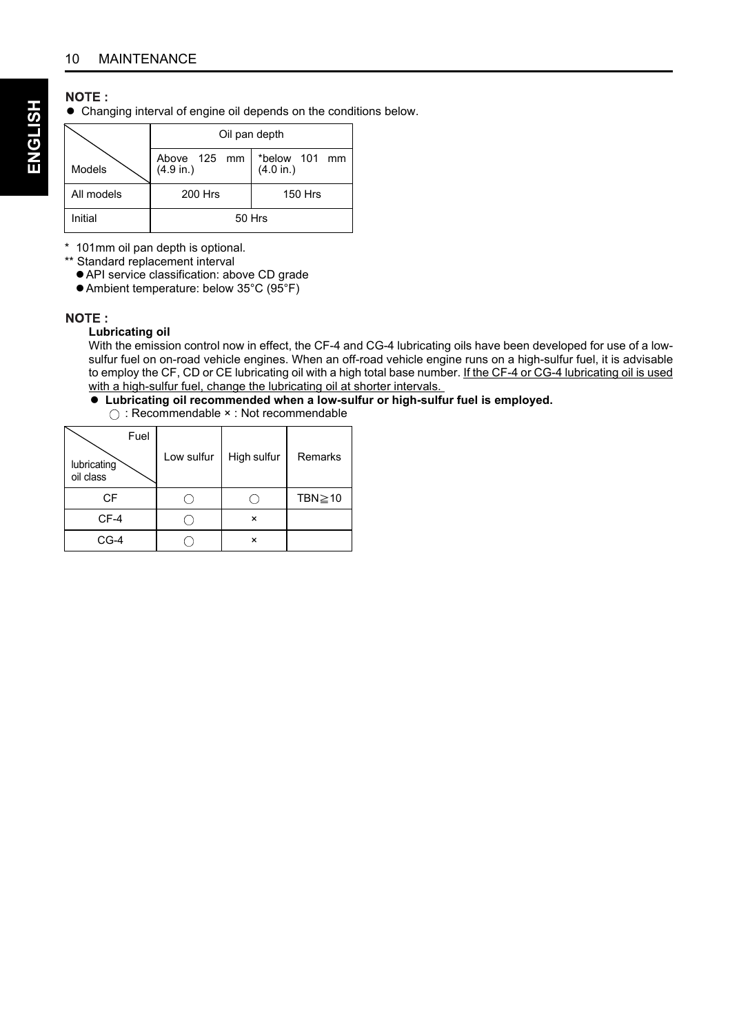**NOTE :**

- Changing interval of engine oil depends on the conditions below.

| Models | Oil pan depth | |
|---|---|---|
| | Above 125 mm (4.9 in.) | *below 101 mm (4.0 in.) |
| All models | 200 Hrs | 150 Hrs |
| Initial | 50 Hrs | |

\* 101mm oil pan depth is optional.

** Standard replacement interval

- API service classification: above CD grade
- Ambient temperature: below 35°C (95°F)

**NOTE :**

**Lubricating oil**

With the emission control now in effect, the CF-4 and CG-4 lubricating oils have been developed for use of a low-sulfur fuel on on-road vehicle engines. When an off-road vehicle engine runs on a high-sulfur fuel, it is advisable to employ the CF, CD or CE lubricating oil with a high total base number. If the CF-4 or CG-4 lubricating oil is used with a high-sulfur fuel, change the lubricating oil at shorter intervals.

- **Lubricating oil recommended when a low-sulfur or high-sulfur fuel is employed.**

  ○ : Recommendable × : Not recommendable

| Fuel / lubricating oil class | Low sulfur | High sulfur | Remarks |
|---|---|---|---|
| CF | ○ | ○ | TBN≧10 |
| CF-4 | ○ | × | |
| CG-4 | ○ | × | |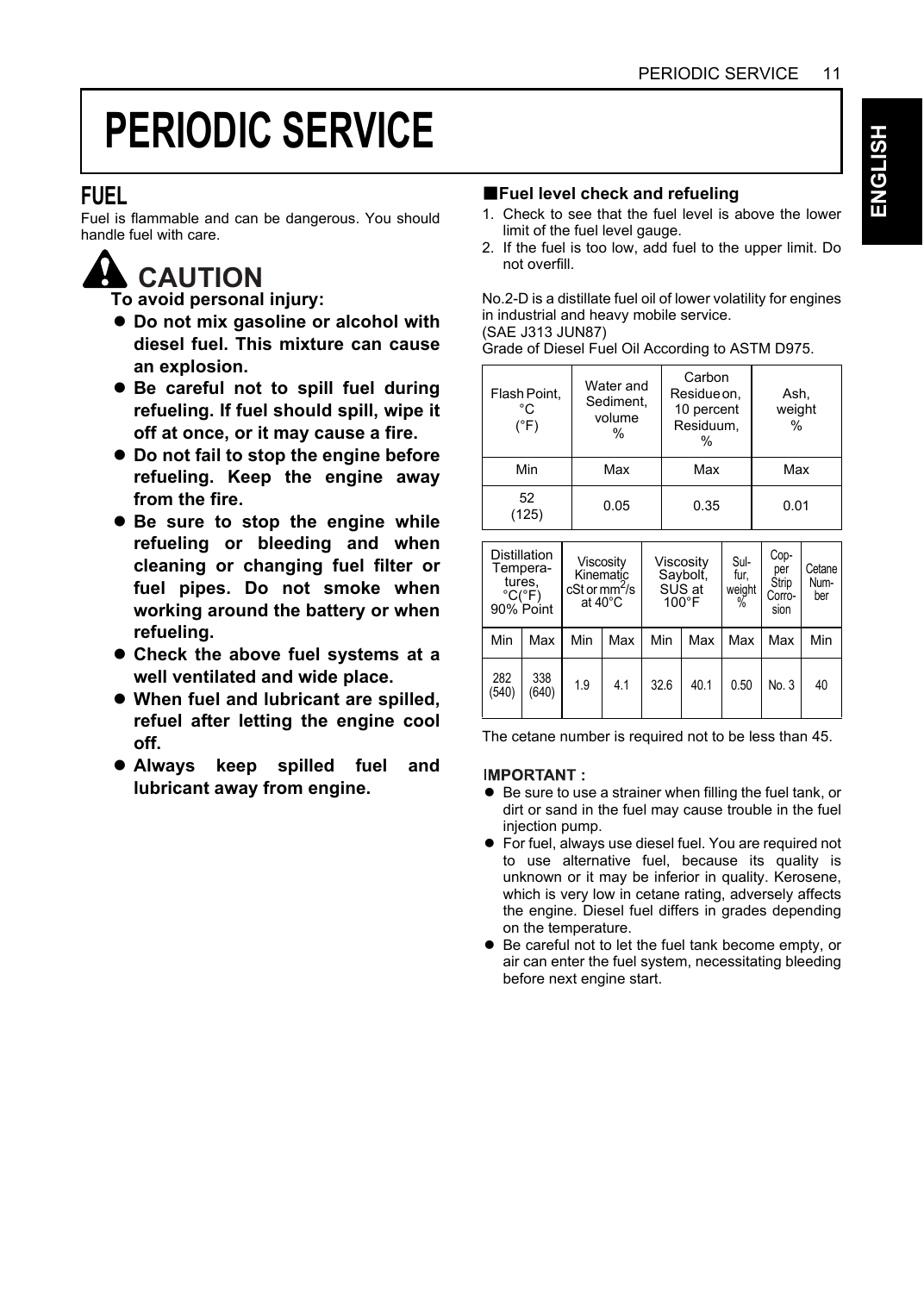# PERIODIC SERVICE

## FUEL

Fuel is flammable and can be dangerous. You should handle fuel with care.

### ⚠ CAUTION

**To avoid personal injury:**

- **Do not mix gasoline or alcohol with diesel fuel. This mixture can cause an explosion.**
- **Be careful not to spill fuel during refueling. If fuel should spill, wipe it off at once, or it may cause a fire.**
- **Do not fail to stop the engine before refueling. Keep the engine away from the fire.**
- **Be sure to stop the engine while refueling or bleeding and when cleaning or changing fuel filter or fuel pipes. Do not smoke when working around the battery or when refueling.**
- **Check the above fuel systems at a well ventilated and wide place.**
- **When fuel and lubricant are spilled, refuel after letting the engine cool off.**
- **Always keep spilled fuel and lubricant away from engine.**

### ■Fuel level check and refueling

1. Check to see that the fuel level is above the lower limit of the fuel level gauge.
2. If the fuel is too low, add fuel to the upper limit. Do not overfill.

No.2-D is a distillate fuel oil of lower volatility for engines in industrial and heavy mobile service.
(SAE J313 JUN87)
Grade of Diesel Fuel Oil According to ASTM D975.

| Flash Point, °C (°F) | Water and Sediment, volume % | Carbon Residue on, 10 percent Residuum, % | Ash, weight % |
|---|---|---|---|
| Min | Max | Max | Max |
| 52 (125) | 0.05 | 0.35 | 0.01 |

| Distillation Temperatures, °C(°F) 90% Point | | Viscosity Kinematic cSt or $mm^2/s$ at 40°C | | Viscosity Saybolt, SUS at 100°F | | Sulfur, weight % | Copper Strip Corrosion | Cetane Number |
|---|---|---|---|---|---|---|---|---|
| Min | Max | Min | Max | Min | Max | Max | Max | Min |
| 282 (540) | 338 (640) | 1.9 | 4.1 | 32.6 | 40.1 | 0.50 | No. 3 | 40 |

The cetane number is required not to be less than 45.

**IMPORTANT :**

- Be sure to use a strainer when filling the fuel tank, or dirt or sand in the fuel may cause trouble in the fuel injection pump.
- For fuel, always use diesel fuel. You are required not to use alternative fuel, because its quality is unknown or it may be inferior in quality. Kerosene, which is very low in cetane rating, adversely affects the engine. Diesel fuel differs in grades depending on the temperature.
- Be careful not to let the fuel tank become empty, or air can enter the fuel system, necessitating bleeding before next engine start.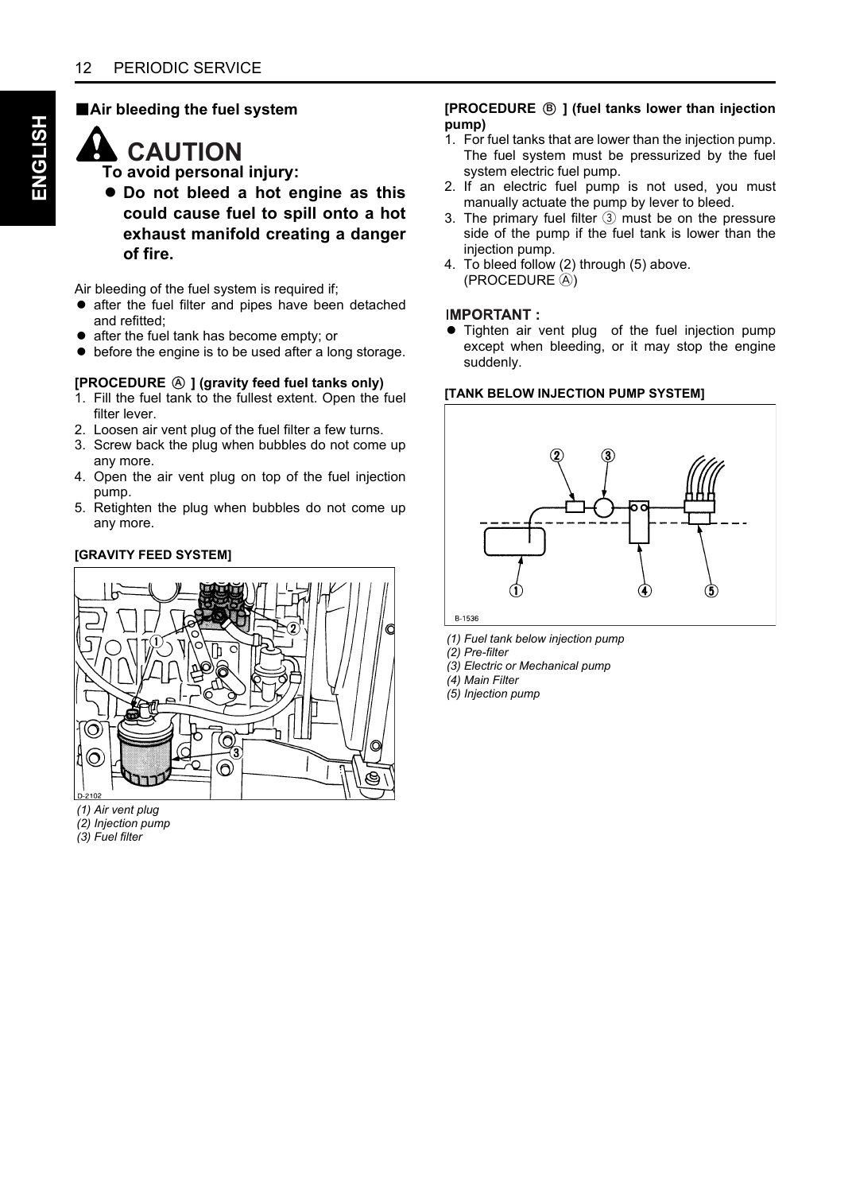## ■Air bleeding the fuel system

### ⚠ CAUTION

**To avoid personal injury:**

- **Do not bleed a hot engine as this could cause fuel to spill onto a hot exhaust manifold creating a danger of fire.**

Air bleeding of the fuel system is required if;

- after the fuel filter and pipes have been detached and refitted;
- after the fuel tank has become empty; or
- before the engine is to be used after a long storage.

**[PROCEDURE Ⓐ ] (gravity feed fuel tanks only)**

1. Fill the fuel tank to the fullest extent. Open the fuel filter lever.
2. Loosen air vent plug of the fuel filter a few turns.
3. Screw back the plug when bubbles do not come up any more.
4. Open the air vent plug on top of the fuel injection pump.
5. Retighten the plug when bubbles do not come up any more.

**[GRAVITY FEED SYSTEM]**

*(1) Air vent plug*
*(2) Injection pump*
*(3) Fuel filter*

**[PROCEDURE Ⓑ ] (fuel tanks lower than injection pump)**

1. For fuel tanks that are lower than the injection pump. The fuel system must be pressurized by the fuel system electric fuel pump.
2. If an electric fuel pump is not used, you must manually actuate the pump by lever to bleed.
3. The primary fuel filter ③ must be on the pressure side of the pump if the fuel tank is lower than the injection pump.
4. To bleed follow (2) through (5) above. (PROCEDURE Ⓐ)

**IMPORTANT :**

- Tighten air vent plug of the fuel injection pump except when bleeding, or it may stop the engine suddenly.

**[TANK BELOW INJECTION PUMP SYSTEM]**

*(1) Fuel tank below injection pump*
*(2) Pre-filter*
*(3) Electric or Mechanical pump*
*(4) Main Filter*
*(5) Injection pump*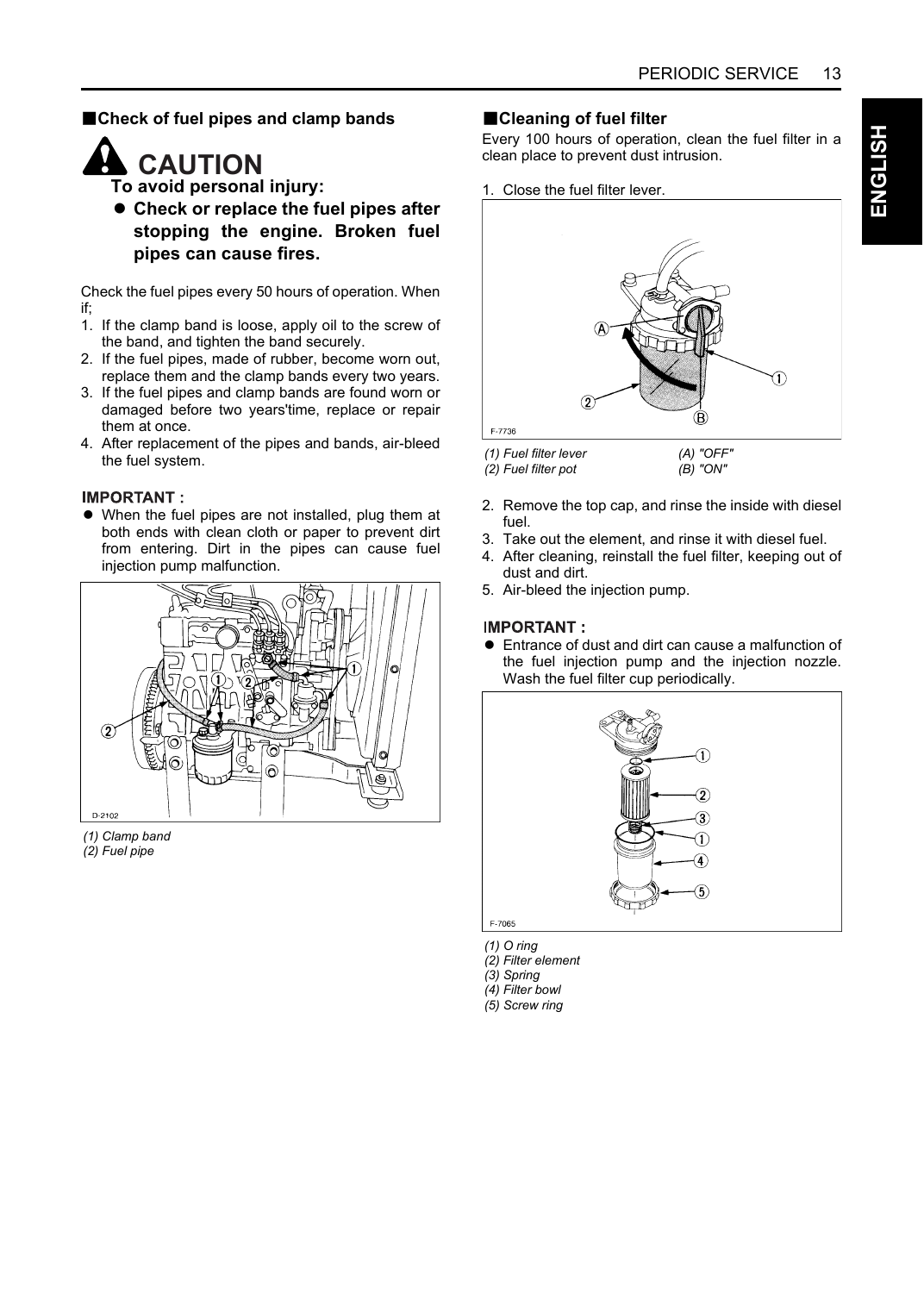## ■Check of fuel pipes and clamp bands

**CAUTION**

**To avoid personal injury:**

- **Check or replace the fuel pipes after stopping the engine. Broken fuel pipes can cause fires.**

Check the fuel pipes every 50 hours of operation. When if;

1. If the clamp band is loose, apply oil to the screw of the band, and tighten the band securely.
2. If the fuel pipes, made of rubber, become worn out, replace them and the clamp bands every two years.
3. If the fuel pipes and clamp bands are found worn or damaged before two years'time, replace or repair them at once.
4. After replacement of the pipes and bands, air-bleed the fuel system.

**IMPORTANT :**

- When the fuel pipes are not installed, plug them at both ends with clean cloth or paper to prevent dirt from entering. Dirt in the pipes can cause fuel injection pump malfunction.

D-2102

*(1) Clamp band*
*(2) Fuel pipe*

## ■Cleaning of fuel filter

Every 100 hours of operation, clean the fuel filter in a clean place to prevent dust intrusion.

1. Close the fuel filter lever.

F-7736

| | |
|---|---|
| *(1) Fuel filter lever* | *(A) "OFF"* |
| *(2) Fuel filter pot* | *(B) "ON"* |

2. Remove the top cap, and rinse the inside with diesel fuel.
3. Take out the element, and rinse it with diesel fuel.
4. After cleaning, reinstall the fuel filter, keeping out of dust and dirt.
5. Air-bleed the injection pump.

**IMPORTANT :**

- Entrance of dust and dirt can cause a malfunction of the fuel injection pump and the injection nozzle. Wash the fuel filter cup periodically.

F-7065

*(1) O ring*
*(2) Filter element*
*(3) Spring*
*(4) Filter bowl*
*(5) Screw ring*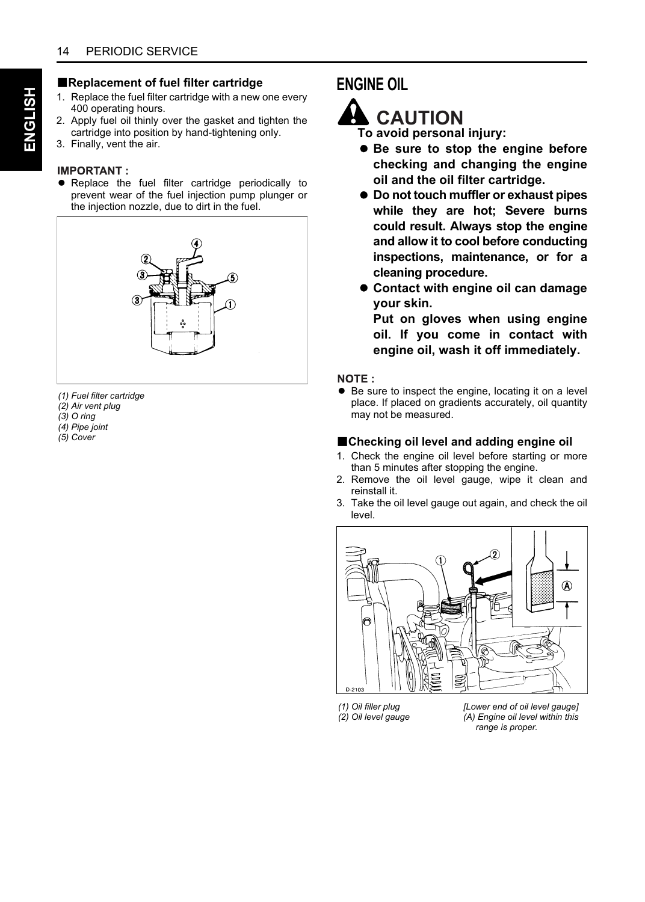### ■Replacement of fuel filter cartridge

1. Replace the fuel filter cartridge with a new one every 400 operating hours.
2. Apply fuel oil thinly over the gasket and tighten the cartridge into position by hand-tightening only.
3. Finally, vent the air.

**IMPORTANT :**

- Replace the fuel filter cartridge periodically to prevent wear of the fuel injection pump plunger or the injection nozzle, due to dirt in the fuel.

*(1) Fuel filter cartridge*
*(2) Air vent plug*
*(3) O ring*
*(4) Pipe joint*
*(5) Cover*

## ENGINE OIL

## CAUTION

**To avoid personal injury:**

- **Be sure to stop the engine before checking and changing the engine oil and the oil filter cartridge.**
- **Do not touch muffler or exhaust pipes while they are hot; Severe burns could result. Always stop the engine and allow it to cool before conducting inspections, maintenance, or for a cleaning procedure.**
- **Contact with engine oil can damage your skin.**
  **Put on gloves when using engine oil. If you come in contact with engine oil, wash it off immediately.**

**NOTE :**

- Be sure to inspect the engine, locating it on a level place. If placed on gradients accurately, oil quantity may not be measured.

### ■Checking oil level and adding engine oil

1. Check the engine oil level before starting or more than 5 minutes after stopping the engine.
2. Remove the oil level gauge, wipe it clean and reinstall it.
3. Take the oil level gauge out again, and check the oil level.

*(1) Oil filler plug*
*(2) Oil level gauge*

*[Lower end of oil level gauge]*
*(A) Engine oil level within this range is proper.*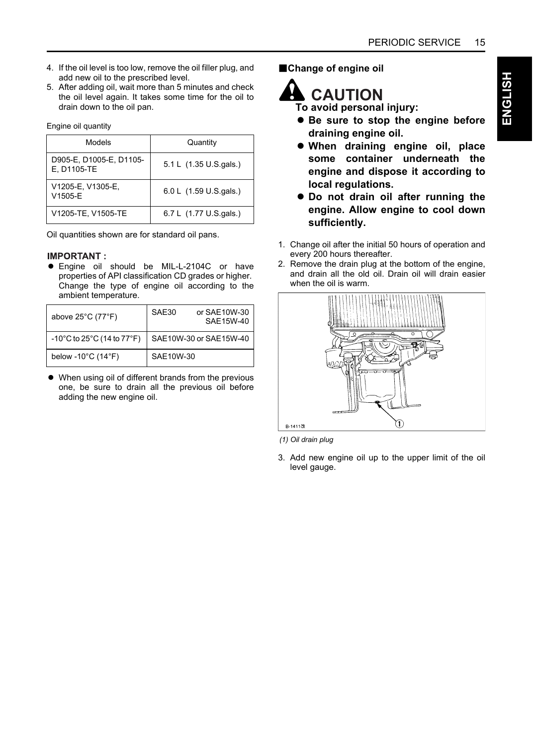4. If the oil level is too low, remove the oil filler plug, and add new oil to the prescribed level.
5. After adding oil, wait more than 5 minutes and check the oil level again. It takes some time for the oil to drain down to the oil pan.

Engine oil quantity

| Models | Quantity |
|---|---|
| D905-E, D1005-E, D1105-E, D1105-TE | 5.1 L (1.35 U.S.gals.) |
| V1205-E, V1305-E, V1505-E | 6.0 L (1.59 U.S.gals.) |
| V1205-TE, V1505-TE | 6.7 L (1.77 U.S.gals.) |

Oil quantities shown are for standard oil pans.

**IMPORTANT :**

- Engine oil should be MIL-L-2104C or have properties of API classification CD grades or higher. Change the type of engine oil according to the ambient temperature.

| | |
|---|---|
| above 25°C (77°F) | SAE30 or SAE10W-30 SAE15W-40 |
| -10°C to 25°C (14 to 77°F) | SAE10W-30 or SAE15W-40 |
| below -10°C (14°F) | SAE10W-30 |

- When using oil of different brands from the previous one, be sure to drain all the previous oil before adding the new engine oil.

## ■Change of engine oil

**CAUTION**

**To avoid personal injury:**

- **Be sure to stop the engine before draining engine oil.**
- **When draining engine oil, place some container underneath the engine and dispose it according to local regulations.**
- **Do not drain oil after running the engine. Allow engine to cool down sufficiently.**

1. Change oil after the initial 50 hours of operation and every 200 hours thereafter.
2. Remove the drain plug at the bottom of the engine, and drain all the old oil. Drain oil will drain easier when the oil is warm.

B-1411改

*(1) Oil drain plug*

3. Add new engine oil up to the upper limit of the oil level gauge.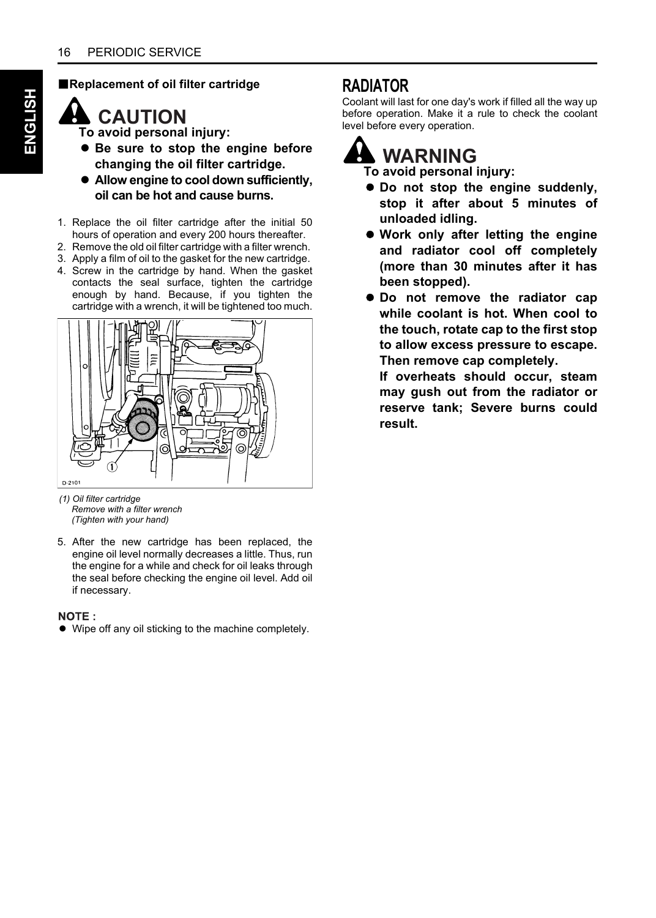## ■Replacement of oil filter cartridge

**⚠ CAUTION**

**To avoid personal injury:**

- **Be sure to stop the engine before changing the oil filter cartridge.**
- **Allow engine to cool down sufficiently, oil can be hot and cause burns.**

1. Replace the oil filter cartridge after the initial 50 hours of operation and every 200 hours thereafter.
2. Remove the old oil filter cartridge with a filter wrench.
3. Apply a film of oil to the gasket for the new cartridge.
4. Screw in the cartridge by hand. When the gasket contacts the seal surface, tighten the cartridge enough by hand. Because, if you tighten the cartridge with a wrench, it will be tightened too much.

*(1) Oil filter cartridge*
*Remove with a filter wrench*
*(Tighten with your hand)*

5. After the new cartridge has been replaced, the engine oil level normally decreases a little. Thus, run the engine for a while and check for oil leaks through the seal before checking the engine oil level. Add oil if necessary.

**NOTE :**

- Wipe off any oil sticking to the machine completely.

## RADIATOR

Coolant will last for one day's work if filled all the way up before operation. Make it a rule to check the coolant level before every operation.

**⚠ WARNING**

**To avoid personal injury:**

- **Do not stop the engine suddenly, stop it after about 5 minutes of unloaded idling.**
- **Work only after letting the engine and radiator cool off completely (more than 30 minutes after it has been stopped).**
- **Do not remove the radiator cap while coolant is hot. When cool to the touch, rotate cap to the first stop to allow excess pressure to escape. Then remove cap completely.**
  **If overheats should occur, steam may gush out from the radiator or reserve tank; Severe burns could result.**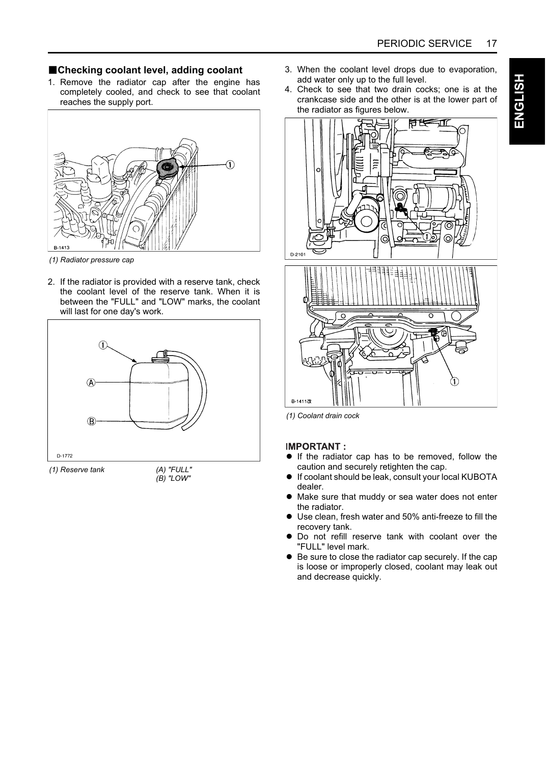## ■Checking coolant level, adding coolant

1. Remove the radiator cap after the engine has completely cooled, and check to see that coolant reaches the supply port.

*(1) Radiator pressure cap*

2. If the radiator is provided with a reserve tank, check the coolant level of the reserve tank. When it is between the "FULL" and "LOW" marks, the coolant will last for one day's work.

*(1) Reserve tank* *(A) "FULL"* *(B) "LOW"*

3. When the coolant level drops due to evaporation, add water only up to the full level.
4. Check to see that two drain cocks; one is at the crankcase side and the other is at the lower part of the radiator as figures below.

*(1) Coolant drain cock*

**IMPORTANT :**

- If the radiator cap has to be removed, follow the caution and securely retighten the cap.
- If coolant should be leak, consult your local KUBOTA dealer.
- Make sure that muddy or sea water does not enter the radiator.
- Use clean, fresh water and 50% anti-freeze to fill the recovery tank.
- Do not refill reserve tank with coolant over the "FULL" level mark.
- Be sure to close the radiator cap securely. If the cap is loose or improperly closed, coolant may leak out and decrease quickly.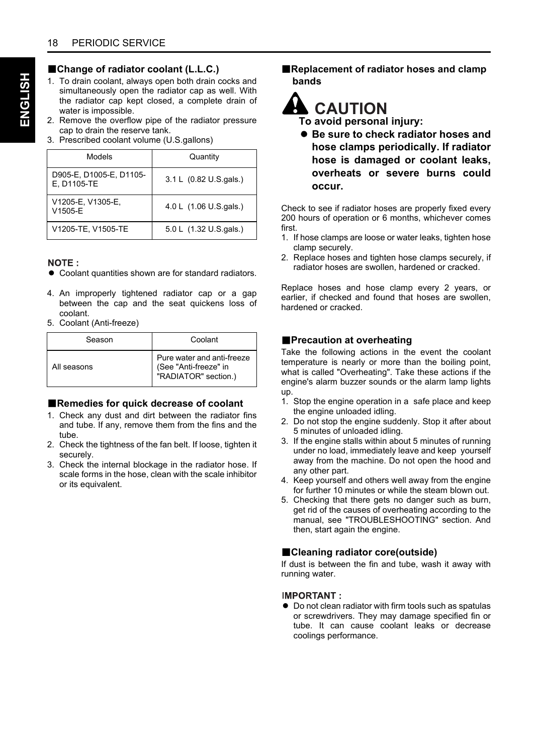## ■Change of radiator coolant (L.L.C.)

1. To drain coolant, always open both drain cocks and simultaneously open the radiator cap as well. With the radiator cap kept closed, a complete drain of water is impossible.
2. Remove the overflow pipe of the radiator pressure cap to drain the reserve tank.
3. Prescribed coolant volume (U.S.gallons)

| Models | Quantity |
|---|---|
| D905-E, D1005-E, D1105-E, D1105-TE | 3.1 L (0.82 U.S.gals.) |
| V1205-E, V1305-E, V1505-E | 4.0 L (1.06 U.S.gals.) |
| V1205-TE, V1505-TE | 5.0 L (1.32 U.S.gals.) |

**NOTE :**

- Coolant quantities shown are for standard radiators.

4. An improperly tightened radiator cap or a gap between the cap and the seat quickens loss of coolant.
5. Coolant (Anti-freeze)

| Season | Coolant |
|---|---|
| All seasons | Pure water and anti-freeze (See "Anti-freeze" in "RADIATOR" section.) |

## ■Remedies for quick decrease of coolant

1. Check any dust and dirt between the radiator fins and tube. If any, remove them from the fins and the tube.
2. Check the tightness of the fan belt. If loose, tighten it securely.
3. Check the internal blockage in the radiator hose. If scale forms in the hose, clean with the scale inhibitor or its equivalent.

## ■Replacement of radiator hoses and clamp bands

**CAUTION**

**To avoid personal injury:**

- **Be sure to check radiator hoses and hose clamps periodically. If radiator hose is damaged or coolant leaks, overheats or severe burns could occur.**

Check to see if radiator hoses are properly fixed every 200 hours of operation or 6 months, whichever comes first.

1. If hose clamps are loose or water leaks, tighten hose clamp securely.
2. Replace hoses and tighten hose clamps securely, if radiator hoses are swollen, hardened or cracked.

Replace hoses and hose clamp every 2 years, or earlier, if checked and found that hoses are swollen, hardened or cracked.

## ■Precaution at overheating

Take the following actions in the event the coolant temperature is nearly or more than the boiling point, what is called "Overheating". Take these actions if the engine's alarm buzzer sounds or the alarm lamp lights up.

1. Stop the engine operation in a safe place and keep the engine unloaded idling.
2. Do not stop the engine suddenly. Stop it after about 5 minutes of unloaded idling.
3. If the engine stalls within about 5 minutes of running under no load, immediately leave and keep yourself away from the machine. Do not open the hood and any other part.
4. Keep yourself and others well away from the engine for further 10 minutes or while the steam blown out.
5. Checking that there gets no danger such as burn, get rid of the causes of overheating according to the manual, see "TROUBLESHOOTING" section. And then, start again the engine.

## ■Cleaning radiator core(outside)

If dust is between the fin and tube, wash it away with running water.

**IMPORTANT :**

- Do not clean radiator with firm tools such as spatulas or screwdrivers. They may damage specified fin or tube. It can cause coolant leaks or decrease coolings performance.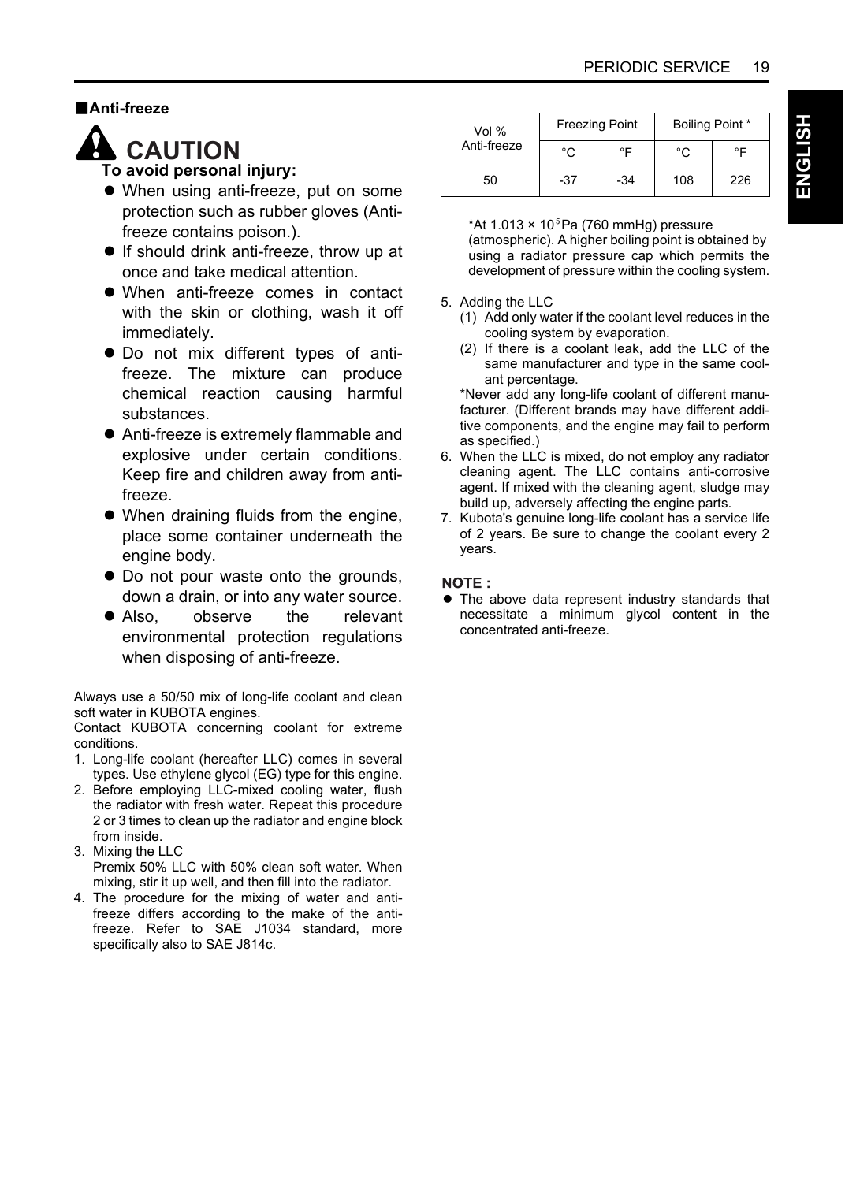## ■Anti-freeze

### ⚠ CAUTION

**To avoid personal injury:**

- When using anti-freeze, put on some protection such as rubber gloves (Anti-freeze contains poison.).
- If should drink anti-freeze, throw up at once and take medical attention.
- When anti-freeze comes in contact with the skin or clothing, wash it off immediately.
- Do not mix different types of anti-freeze. The mixture can produce chemical reaction causing harmful substances.
- Anti-freeze is extremely flammable and explosive under certain conditions. Keep fire and children away from anti-freeze.
- When draining fluids from the engine, place some container underneath the engine body.
- Do not pour waste onto the grounds, down a drain, or into any water source.
- Also, observe the relevant environmental protection regulations when disposing of anti-freeze.

Always use a 50/50 mix of long-life coolant and clean soft water in KUBOTA engines.

Contact KUBOTA concerning coolant for extreme conditions.

1. Long-life coolant (hereafter LLC) comes in several types. Use ethylene glycol (EG) type for this engine.
2. Before employing LLC-mixed cooling water, flush the radiator with fresh water. Repeat this procedure 2 or 3 times to clean up the radiator and engine block from inside.
3. Mixing the LLC
   Premix 50% LLC with 50% clean soft water. When mixing, stir it up well, and then fill into the radiator.
4. The procedure for the mixing of water and anti-freeze differs according to the make of the anti-freeze. Refer to SAE J1034 standard, more specifically also to SAE J814c.

| Vol % Anti-freeze | Freezing Point | | Boiling Point * | |
|---|---|---|---|---|
| | °C | °F | °C | °F |
| 50 | -37 | -34 | 108 | 226 |

*At $1.013 \times 10^5$ Pa (760 mmHg) pressure (atmospheric). A higher boiling point is obtained by using a radiator pressure cap which permits the development of pressure within the cooling system.

5. Adding the LLC
   (1) Add only water if the coolant level reduces in the cooling system by evaporation.
   (2) If there is a coolant leak, add the LLC of the same manufacturer and type in the same coolant percentage.
   *Never add any long-life coolant of different manufacturer. (Different brands may have different additive components, and the engine may fail to perform as specified.)
6. When the LLC is mixed, do not employ any radiator cleaning agent. The LLC contains anti-corrosive agent. If mixed with the cleaning agent, sludge may build up, adversely affecting the engine parts.
7. Kubota's genuine long-life coolant has a service life of 2 years. Be sure to change the coolant every 2 years.

**NOTE :**

- The above data represent industry standards that necessitate a minimum glycol content in the concentrated anti-freeze.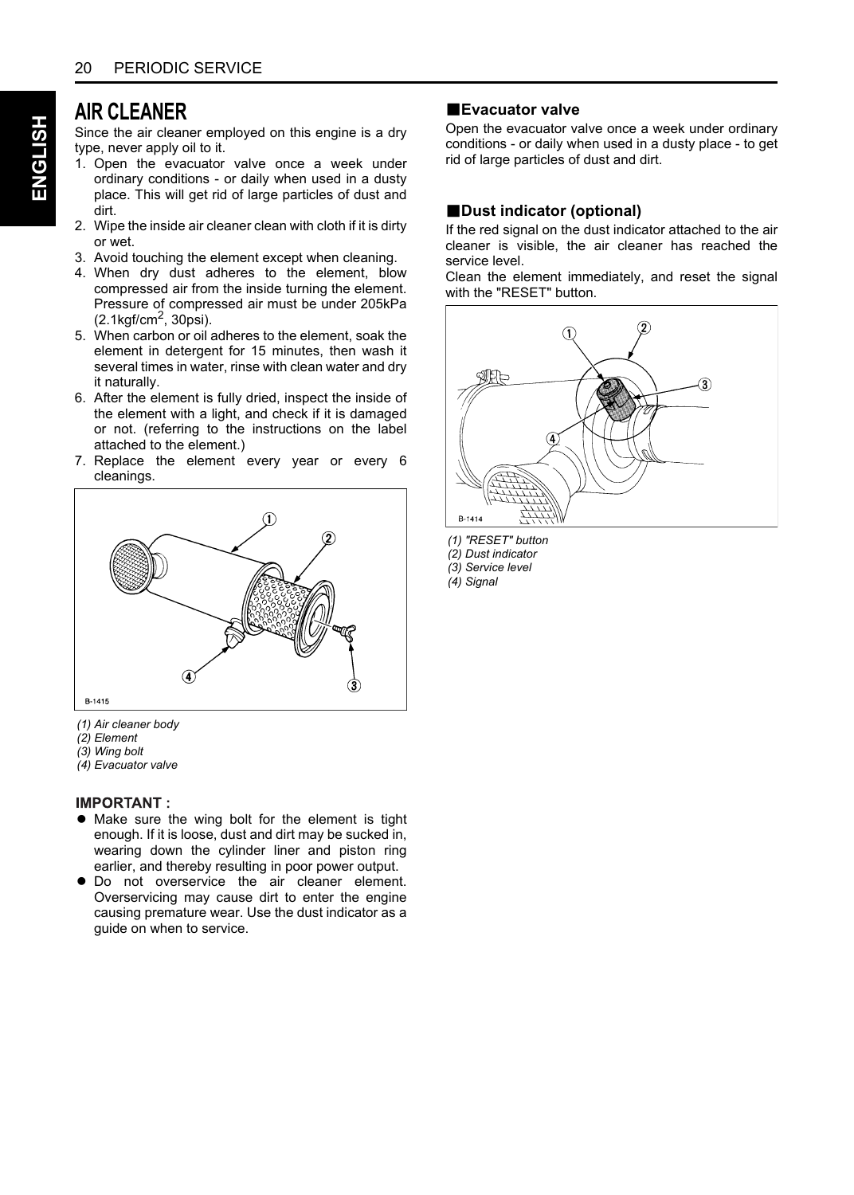## AIR CLEANER

Since the air cleaner employed on this engine is a dry type, never apply oil to it.

1. Open the evacuator valve once a week under ordinary conditions - or daily when used in a dusty place. This will get rid of large particles of dust and dirt.
2. Wipe the inside air cleaner clean with cloth if it is dirty or wet.
3. Avoid touching the element except when cleaning.
4. When dry dust adheres to the element, blow compressed air from the inside turning the element. Pressure of compressed air must be under 205kPa (2.1kgf/cm$^2$, 30psi).
5. When carbon or oil adheres to the element, soak the element in detergent for 15 minutes, then wash it several times in water, rinse with clean water and dry it naturally.
6. After the element is fully dried, inspect the inside of the element with a light, and check if it is damaged or not. (referring to the instructions on the label attached to the element.)
7. Replace the element every year or every 6 cleanings.

*(1) Air cleaner body*
*(2) Element*
*(3) Wing bolt*
*(4) Evacuator valve*

**IMPORTANT :**

- Make sure the wing bolt for the element is tight enough. If it is loose, dust and dirt may be sucked in, wearing down the cylinder liner and piston ring earlier, and thereby resulting in poor power output.
- Do not overservice the air cleaner element. Overservicing may cause dirt to enter the engine causing premature wear. Use the dust indicator as a guide on when to service.

### ■Evacuator valve

Open the evacuator valve once a week under ordinary conditions - or daily when used in a dusty place - to get rid of large particles of dust and dirt.

### ■Dust indicator (optional)

If the red signal on the dust indicator attached to the air cleaner is visible, the air cleaner has reached the service level.

Clean the element immediately, and reset the signal with the "RESET" button.

*(1) "RESET" button*
*(2) Dust indicator*
*(3) Service level*
*(4) Signal*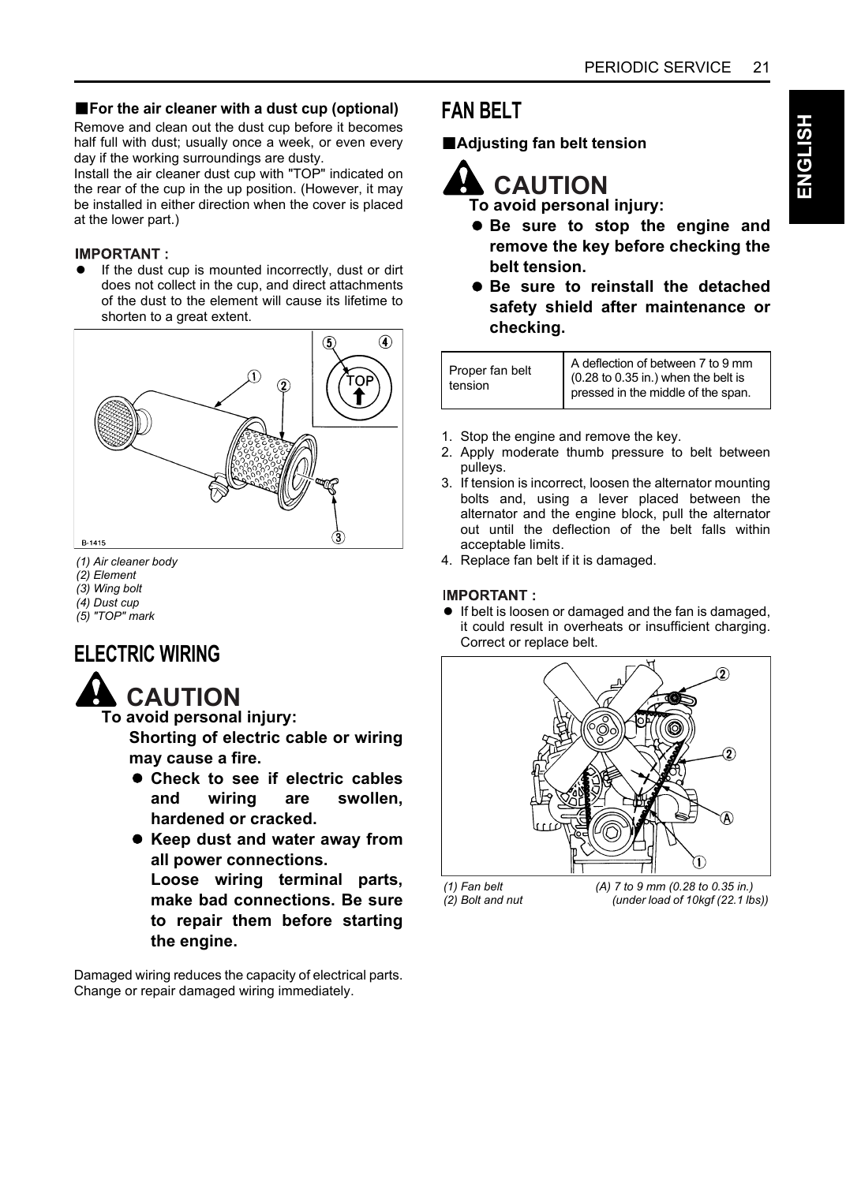### ■For the air cleaner with a dust cup (optional)

Remove and clean out the dust cup before it becomes half full with dust; usually once a week, or even every day if the working surroundings are dusty.

Install the air cleaner dust cup with "TOP" indicated on the rear of the cup in the up position. (However, it may be installed in either direction when the cover is placed at the lower part.)

**IMPORTANT :**

- If the dust cup is mounted incorrectly, dust or dirt does not collect in the cup, and direct attachments of the dust to the element will cause its lifetime to shorten to a great extent.

*(1) Air cleaner body*
*(2) Element*
*(3) Wing bolt*
*(4) Dust cup*
*(5) "TOP" mark*

## ELECTRIC WIRING

### CAUTION

**To avoid personal injury:**

**Shorting of electric cable or wiring may cause a fire.**

- **Check to see if electric cables and wiring are swollen, hardened or cracked.**
- **Keep dust and water away from all power connections.**
  **Loose wiring terminal parts, make bad connections. Be sure to repair them before starting the engine.**

Damaged wiring reduces the capacity of electrical parts. Change or repair damaged wiring immediately.

## FAN BELT

### ■Adjusting fan belt tension

### CAUTION

**To avoid personal injury:**

- **Be sure to stop the engine and remove the key before checking the belt tension.**
- **Be sure to reinstall the detached safety shield after maintenance or checking.**

| Proper fan belt tension | A deflection of between 7 to 9 mm (0.28 to 0.35 in.) when the belt is pressed in the middle of the span. |
|---|---|

1. Stop the engine and remove the key.
2. Apply moderate thumb pressure to belt between pulleys.
3. If tension is incorrect, loosen the alternator mounting bolts and, using a lever placed between the alternator and the engine block, pull the alternator out until the deflection of the belt falls within acceptable limits.
4. Replace fan belt if it is damaged.

**IMPORTANT :**

- If belt is loosen or damaged and the fan is damaged, it could result in overheats or insufficient charging. Correct or replace belt.

*(1) Fan belt*
*(2) Bolt and nut*

*(A) 7 to 9 mm (0.28 to 0.35 in.) (under load of 10kgf (22.1 lbs))*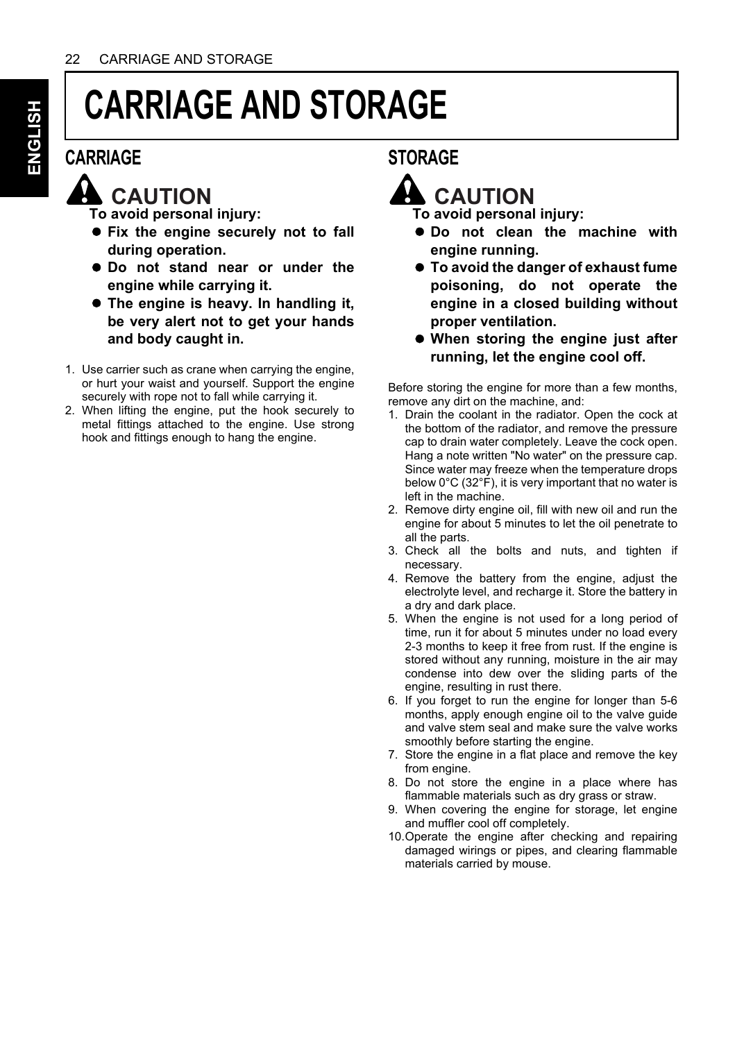# CARRIAGE AND STORAGE

## CARRIAGE

### ⚠ CAUTION

**To avoid personal injury:**

- **Fix the engine securely not to fall during operation.**
- **Do not stand near or under the engine while carrying it.**
- **The engine is heavy. In handling it, be very alert not to get your hands and body caught in.**

1. Use carrier such as crane when carrying the engine, or hurt your waist and yourself. Support the engine securely with rope not to fall while carrying it.
2. When lifting the engine, put the hook securely to metal fittings attached to the engine. Use strong hook and fittings enough to hang the engine.

## STORAGE

### ⚠ CAUTION

**To avoid personal injury:**

- **Do not clean the machine with engine running.**
- **To avoid the danger of exhaust fume poisoning, do not operate the engine in a closed building without proper ventilation.**
- **When storing the engine just after running, let the engine cool off.**

Before storing the engine for more than a few months, remove any dirt on the machine, and:

1. Drain the coolant in the radiator. Open the cock at the bottom of the radiator, and remove the pressure cap to drain water completely. Leave the cock open. Hang a note written "No water" on the pressure cap. Since water may freeze when the temperature drops below 0°C (32°F), it is very important that no water is left in the machine.
2. Remove dirty engine oil, fill with new oil and run the engine for about 5 minutes to let the oil penetrate to all the parts.
3. Check all the bolts and nuts, and tighten if necessary.
4. Remove the battery from the engine, adjust the electrolyte level, and recharge it. Store the battery in a dry and dark place.
5. When the engine is not used for a long period of time, run it for about 5 minutes under no load every 2-3 months to keep it free from rust. If the engine is stored without any running, moisture in the air may condense into dew over the sliding parts of the engine, resulting in rust there.
6. If you forget to run the engine for longer than 5-6 months, apply enough engine oil to the valve guide and valve stem seal and make sure the valve works smoothly before starting the engine.
7. Store the engine in a flat place and remove the key from engine.
8. Do not store the engine in a place where has flammable materials such as dry grass or straw.
9. When covering the engine for storage, let engine and muffler cool off completely.
10. Operate the engine after checking and repairing damaged wirings or pipes, and clearing flammable materials carried by mouse.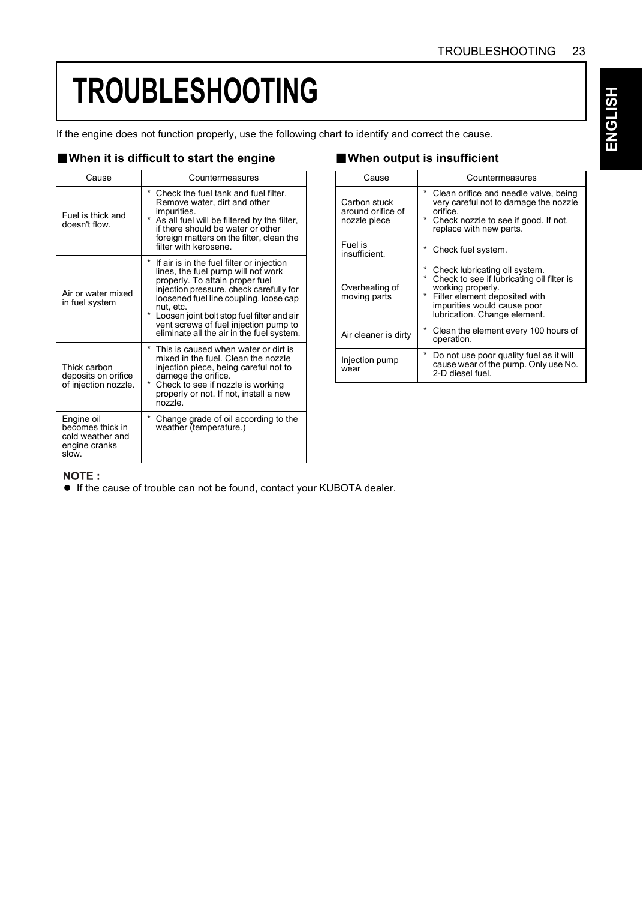# TROUBLESHOOTING

If the engine does not function properly, use the following chart to identify and correct the cause.

## ■When it is difficult to start the engine

| Cause | Countermeasures |
|---|---|
| Fuel is thick and doesn't flow. | * Check the fuel tank and fuel filter. Remove water, dirt and other impurities.<br>* As all fuel will be filtered by the filter, if there should be water or other foreign matters on the filter, clean the filter with kerosene. |
| Air or water mixed in fuel system | * If air is in the fuel filter or injection lines, the fuel pump will not work properly. To attain proper fuel injection pressure, check carefully for loosened fuel line coupling, loose cap nut, etc.<br>* Loosen joint bolt stop fuel filter and air vent screws of fuel injection pump to eliminate all the air in the fuel system. |
| Thick carbon deposits on orifice of injection nozzle. | * This is caused when water or dirt is mixed in the fuel. Clean the nozzle injection piece, being careful not to damege the orifice.<br>* Check to see if nozzle is working properly or not. If not, install a new nozzle. |
| Engine oil becomes thick in cold weather and engine cranks slow. | * Change grade of oil according to the weather (temperature.) |

## ■When output is insufficient

| Cause | Countermeasures |
|---|---|
| Carbon stuck around orifice of nozzle piece | * Clean orifice and needle valve, being very careful not to damage the nozzle orifice.<br>* Check nozzle to see if good. If not, replace with new parts. |
| Fuel is insufficient. | * Check fuel system. |
| Overheating of moving parts | * Check lubricating oil system.<br>* Check to see if lubricating oil filter is working properly.<br>* Filter element deposited with impurities would cause poor lubrication. Change element. |
| Air cleaner is dirty | * Clean the element every 100 hours of operation. |
| Injection pump wear | * Do not use poor quality fuel as it will cause wear of the pump. Only use No. 2-D diesel fuel. |

**NOTE :**

- If the cause of trouble can not be found, contact your KUBOTA dealer.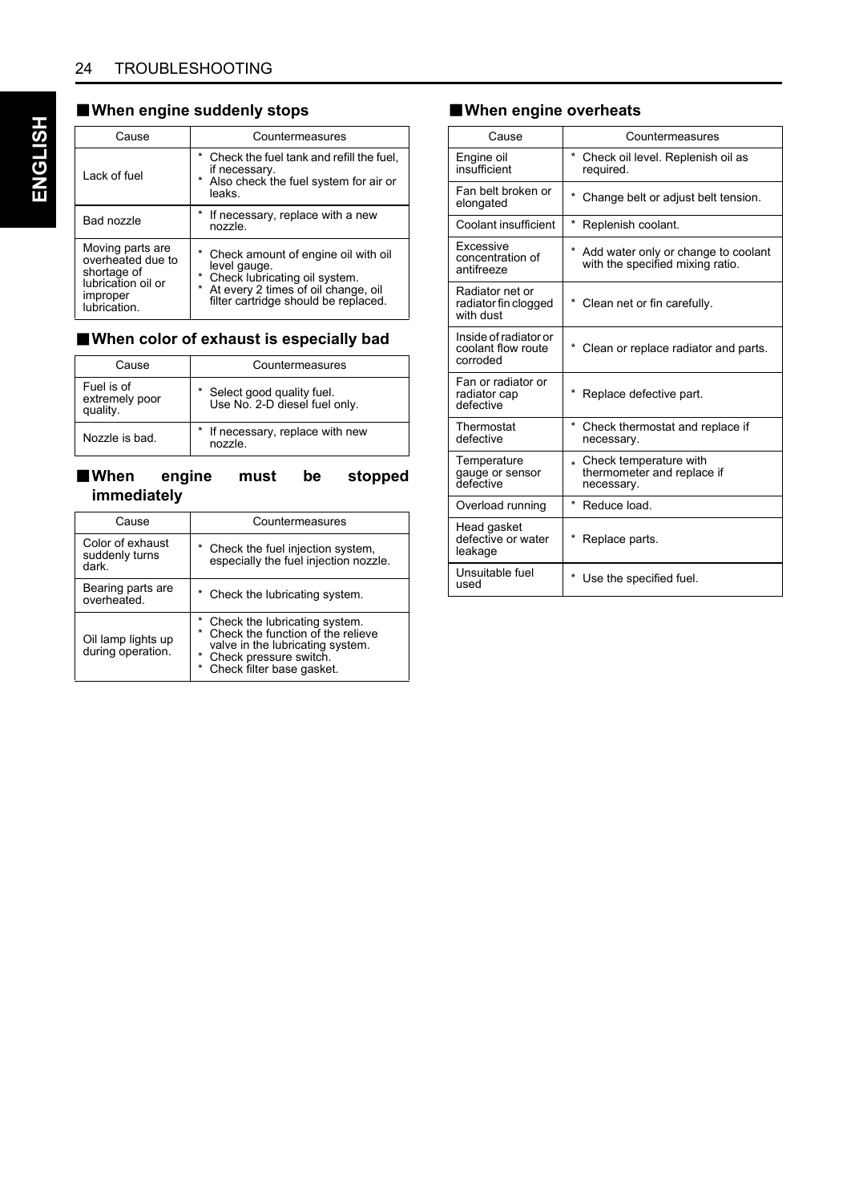## ■ When engine suddenly stops

| Cause | Countermeasures |
|---|---|
| Lack of fuel | * Check the fuel tank and refill the fuel, if necessary.<br>* Also check the fuel system for air or leaks. |
| Bad nozzle | * If necessary, replace with a new nozzle. |
| Moving parts are overheated due to shortage of lubrication oil or improper lubrication. | * Check amount of engine oil with oil level gauge.<br>* Check lubricating oil system.<br>* At every 2 times of oil change, oil filter cartridge should be replaced. |

## ■ When color of exhaust is especially bad

| Cause | Countermeasures |
|---|---|
| Fuel is of extremely poor quality. | * Select good quality fuel. Use No. 2-D diesel fuel only. |
| Nozzle is bad. | * If necessary, replace with new nozzle. |

## ■ When engine must be stopped immediately

| Cause | Countermeasures |
|---|---|
| Color of exhaust suddenly turns dark. | * Check the fuel injection system, especially the fuel injection nozzle. |
| Bearing parts are overheated. | * Check the lubricating system. |
| Oil lamp lights up during operation. | * Check the lubricating system.<br>* Check the function of the relieve valve in the lubricating system.<br>* Check pressure switch.<br>* Check filter base gasket. |

## ■ When engine overheats

| Cause | Countermeasures |
|---|---|
| Engine oil insufficient | * Check oil level. Replenish oil as required. |
| Fan belt broken or elongated | * Change belt or adjust belt tension. |
| Coolant insufficient | * Replenish coolant. |
| Excessive concentration of antifreeze | * Add water only or change to coolant with the specified mixing ratio. |
| Radiator net or radiator fin clogged with dust | * Clean net or fin carefully. |
| Inside of radiator or coolant flow route corroded | * Clean or replace radiator and parts. |
| Fan or radiator or radiator cap defective | * Replace defective part. |
| Thermostat defective | * Check thermostat and replace if necessary. |
| Temperature gauge or sensor defective | * Check temperature with thermometer and replace if necessary. |
| Overload running | * Reduce load. |
| Head gasket defective or water leakage | * Replace parts. |
| Unsuitable fuel used | * Use the specified fuel. |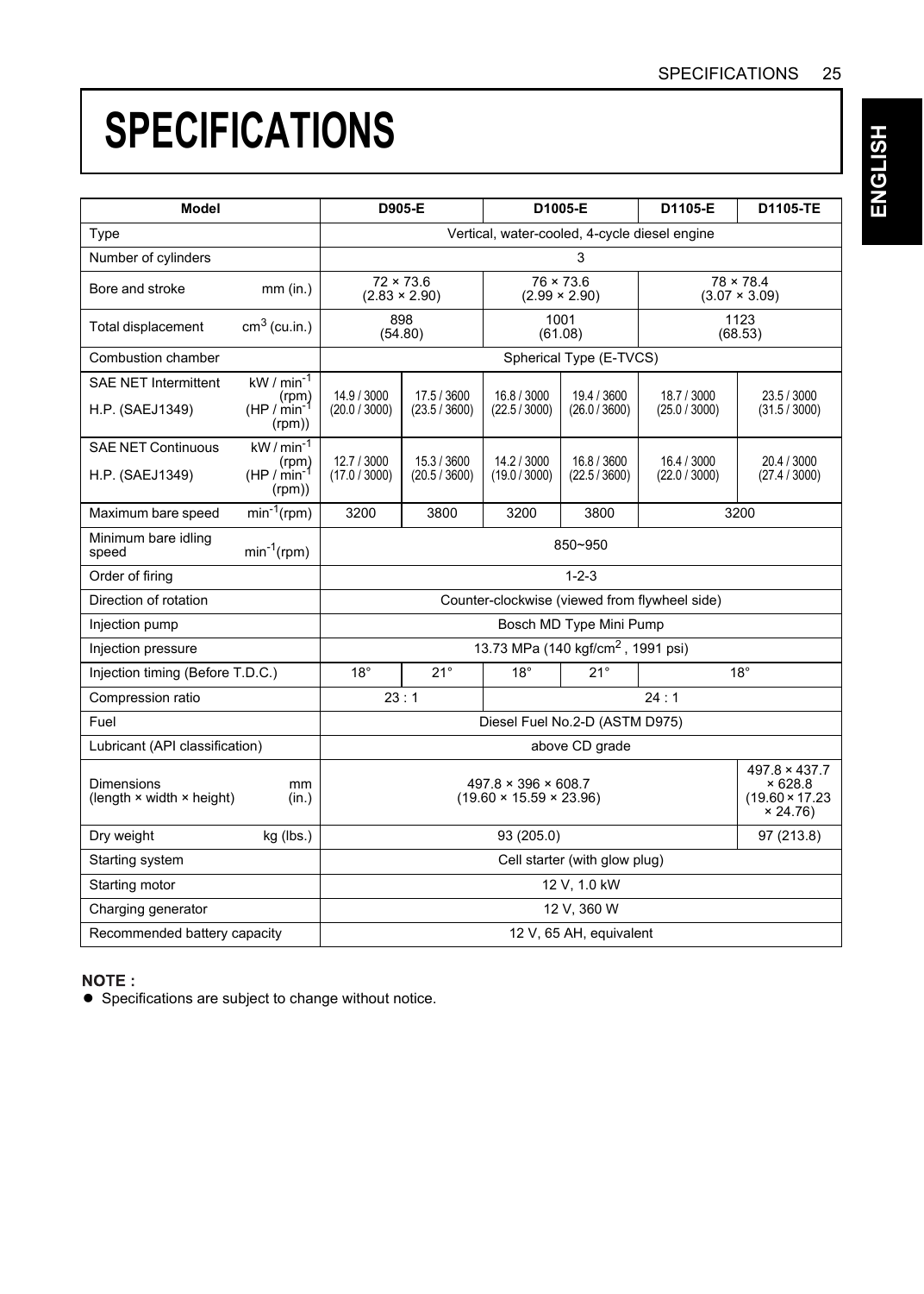# SPECIFICATIONS

| Model | | D905-E | | D1005-E | | D1105-E | D1105-TE |
|---|---|---|---|---|---|---|---|
| Type | | Vertical, water-cooled, 4-cycle diesel engine | | | | | |
| Number of cylinders | | 3 | | | | | |
| Bore and stroke | mm (in.) | 72 × 73.6 (2.83 × 2.90) | | 76 × 73.6 (2.99 × 2.90) | | 78 × 78.4 (3.07 × 3.09) | |
| Total displacement | $cm^3$ (cu.in.) | 898 (54.80) | | 1001 (61.08) | | 1123 (68.53) | |
| Combustion chamber | | Spherical Type (E-TVCS) | | | | | |
| SAE NET Intermittent H.P. (SAEJ1349) | kW / $min^{-1}$ (rpm) (HP / $min^{-1}$ (rpm)) | 14.9 / 3000 (20.0 / 3000) | 17.5 / 3600 (23.5 / 3600) | 16.8 / 3000 (22.5 / 3000) | 19.4 / 3600 (26.0 / 3600) | 18.7 / 3000 (25.0 / 3000) | 23.5 / 3000 (31.5 / 3000) |
| SAE NET Continuous H.P. (SAEJ1349) | kW / $min^{-1}$ (rpm) (HP / $min^{-1}$ (rpm)) | 12.7 / 3000 (17.0 / 3000) | 15.3 / 3600 (20.5 / 3600) | 14.2 / 3000 (19.0 / 3000) | 16.8 / 3600 (22.5 / 3600) | 16.4 / 3000 (22.0 / 3000) | 20.4 / 3000 (27.4 / 3000) |
| Maximum bare speed | $min^{-1}$(rpm) | 3200 | 3800 | 3200 | 3800 | 3200 | |
| Minimum bare idling speed | $min^{-1}$(rpm) | 850~950 | | | | | |
| Order of firing | | 1-2-3 | | | | | |
| Direction of rotation | | Counter-clockwise (viewed from flywheel side) | | | | | |
| Injection pump | | Bosch MD Type Mini Pump | | | | | |
| Injection pressure | | 13.73 MPa (140 kgf/$cm^2$, 1991 psi) | | | | | |
| Injection timing (Before T.D.C.) | | 18° | 21° | 18° | 21° | 18° | |
| Compression ratio | | 23 : 1 | | 24 : 1 | | | |
| Fuel | | Diesel Fuel No.2-D (ASTM D975) | | | | | |
| Lubricant (API classification) | | above CD grade | | | | | |
| Dimensions (length × width × height) | mm (in.) | 497.8 × 396 × 608.7 (19.60 × 15.59 × 23.96) | | | | | 497.8 × 437.7 × 628.8 (19.60 × 17.23 × 24.76) |
| Dry weight | kg (lbs.) | 93 (205.0) | | | | | 97 (213.8) |
| Starting system | | Cell starter (with glow plug) | | | | | |
| Starting motor | | 12 V, 1.0 kW | | | | | |
| Charging generator | | 12 V, 360 W | | | | | |
| Recommended battery capacity | | 12 V, 65 AH, equivalent | | | | | |

**NOTE :**

- Specifications are subject to change without notice.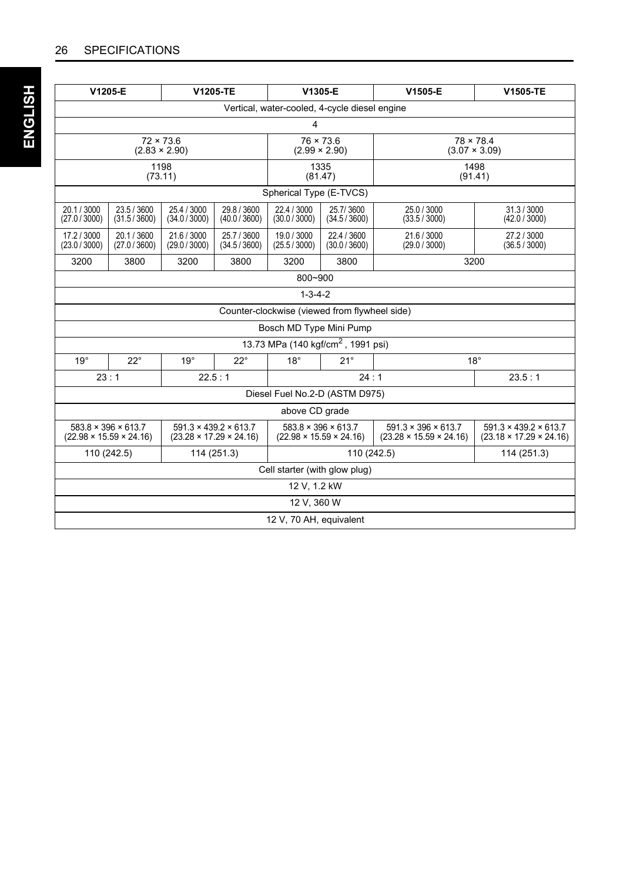| V1205-E | | V1205-TE | | V1305-E | | V1505-E | V1505-TE |
|---|---|---|---|---|---|---|---|
| Vertical, water-cooled, 4-cycle diesel engine | | | | | | | |
| 4 | | | | | | | |
| 72 × 73.6 (2.83 × 2.90) | | | | 76 × 73.6 (2.99 × 2.90) | | 78 × 78.4 (3.07 × 3.09) | |
| 1198 (73.11) | | | | 1335 (81.47) | | 1498 (91.41) | |
| Spherical Type (E-TVCS) | | | | | | | |
| 20.1 / 3000 (27.0 / 3000) | 23.5 / 3600 (31.5 / 3600) | 25.4 / 3000 (34.0 / 3000) | 29.8 / 3600 (40.0 / 3600) | 22.4 / 3000 (30.0 / 3000) | 25.7/ 3600 (34.5 / 3600) | 25.0 / 3000 (33.5 / 3000) | 31.3 / 3000 (42.0 / 3000) |
| 17.2 / 3000 (23.0 / 3000) | 20.1 / 3600 (27.0 / 3600) | 21.6 / 3000 (29.0 / 3000) | 25.7 / 3600 (34.5 / 3600) | 19.0 / 3000 (25.5 / 3000) | 22.4 / 3600 (30.0 / 3600) | 21.6 / 3000 (29.0 / 3000) | 27.2 / 3000 (36.5 / 3000) |
| 3200 | 3800 | 3200 | 3800 | 3200 | 3800 | 3200 | |
| 800~900 | | | | | | | |
| 1-3-4-2 | | | | | | | |
| Counter-clockwise (viewed from flywheel side) | | | | | | | |
| Bosch MD Type Mini Pump | | | | | | | |
| 13.73 MPa (140 kgf/cm$^2$, 1991 psi) | | | | | | | |
| 19° | 22° | 19° | 22° | 18° | 21° | 18° | |
| 23 : 1 | | 22.5 : 1 | | 24 : 1 | | | 23.5 : 1 |
| Diesel Fuel No.2-D (ASTM D975) | | | | | | | |
| above CD grade | | | | | | | |
| 583.8 × 396 × 613.7 (22.98 × 15.59 × 24.16) | | 591.3 × 439.2 × 613.7 (23.28 × 17.29 × 24.16) | | 583.8 × 396 × 613.7 (22.98 × 15.59 × 24.16) | | 591.3 × 396 × 613.7 (23.28 × 15.59 × 24.16) | 591.3 × 439.2 × 613.7 (23.18 × 17.29 × 24.16) |
| 110 (242.5) | | 114 (251.3) | | 110 (242.5) | | | 114 (251.3) |
| Cell starter (with glow plug) | | | | | | | |
| 12 V, 1.2 kW | | | | | | | |
| 12 V, 360 W | | | | | | | |
| 12 V, 70 AH, equivalent | | | | | | | |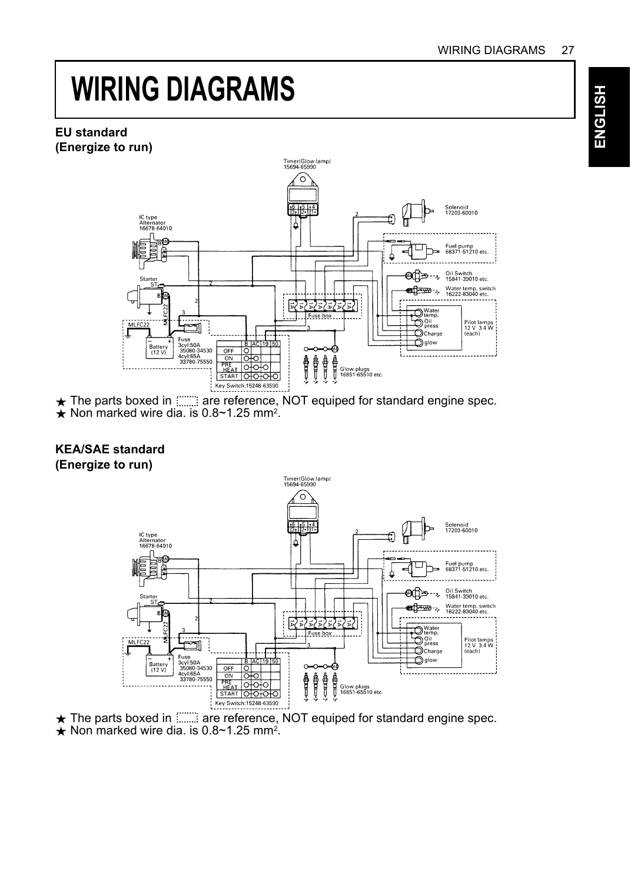# WIRING DIAGRAMS

**EU standard**
**(Energize to run)**

Timer(Glow lamp)
15694-65990

Solenoid
17203-60010

IC type
Alternator
16678-64010

Fuel pump
68371-51210 etc.

Starter

Oil Switch
15841-39010 etc.

Water temp. switch
16222-83040 etc.

Fuse box

Water temp.
Oil press
Charge
glow

Pilot lamps
12 V 3.4 W
(each)

MLFC22

Battery
(12 V)

Fuse
3cyl:50A
35080-34530
4cyl:65A
33780-75550

OFF
ON
PRE HEAT
START

B AC 19 50

Key Switch:15248-63590

Glow plugs
16851-65510 etc.

★ The parts boxed in [dotted box] are reference, NOT equiped for standard engine spec.
★ Non marked wire dia. is 0.8~1.25 mm².

**KEA/SAE standard**
**(Energize to run)**

Timer(Glow lamp)
15694-65990

Solenoid
17203-60010

IC type
Alternator
16678-64010

Fuel pump
68371-51210 etc.

Starter

Oil Switch
15841-39010 etc.

Water temp. switch
16222-83040 etc.

Fuse box

Water temp.
Oil press
Charge
glow

Pilot lamps
12 V 3.4 W
(each)

MLFC22

Battery
(12 V)

Fuse
3cyl:50A
35080-34530
4cyl:65A
33780-75550

OFF
ON
PRE HEAT
START

B AC 19 50

Key Switch:15248-63590

Glow plugs
16851-65510 etc.

★ The parts boxed in [dotted box] are reference, NOT equiped for standard engine spec.
★ Non marked wire dia. is 0.8~1.25 mm².